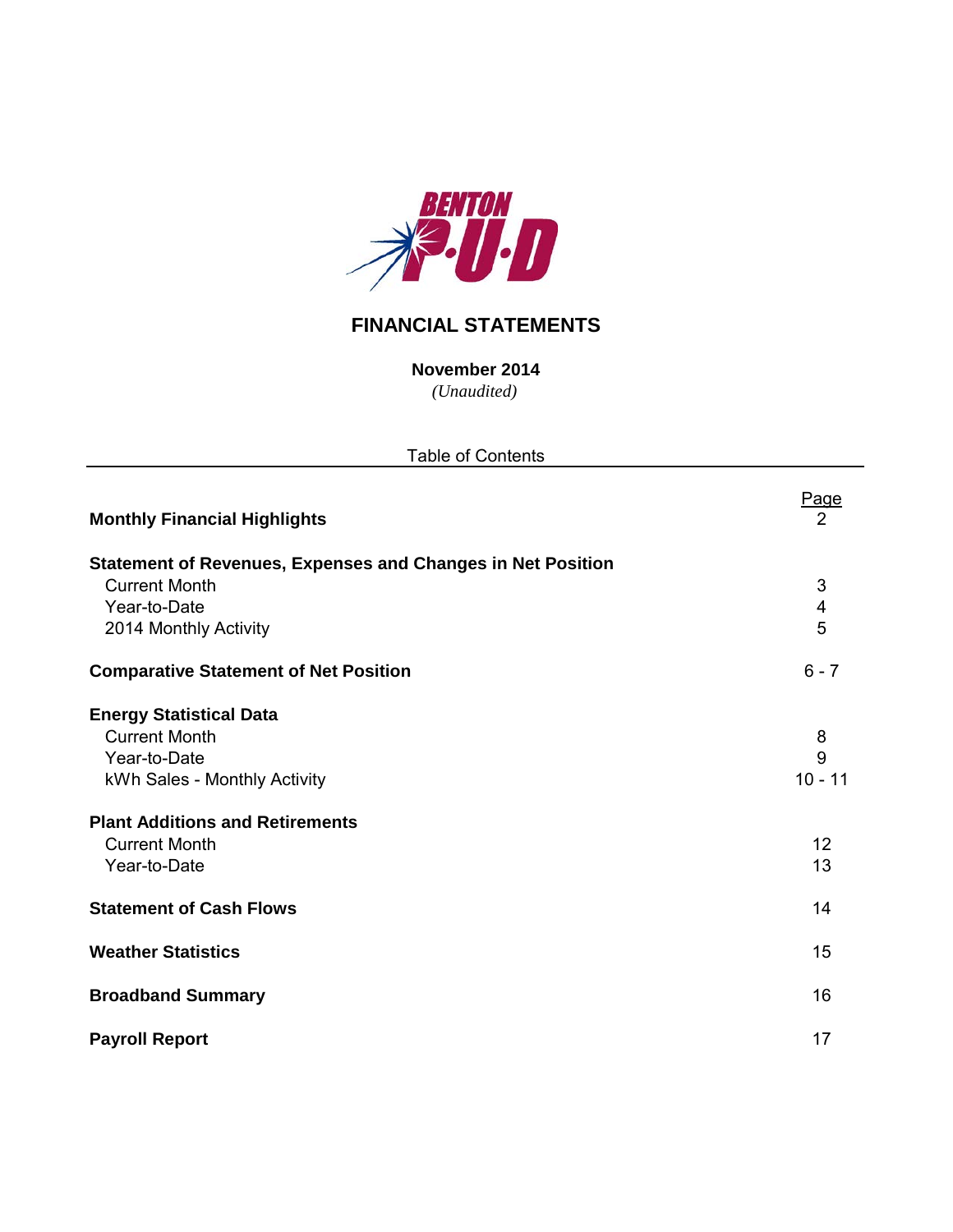BENTON P·U·D

# FINANCIAL STATEMENTS

**November 2014**

*(Unaudited)*

Table of Contents

| | Page |
|---|---|
| **Monthly Financial Highlights** | 2 |
| **Statement of Revenues, Expenses and Changes in Net Position** | |
| Current Month | 3 |
| Year-to-Date | 4 |
| 2014 Monthly Activity | 5 |
| **Comparative Statement of Net Position** | 6 - 7 |
| **Energy Statistical Data** | |
| Current Month | 8 |
| Year-to-Date | 9 |
| kWh Sales - Monthly Activity | 10 - 11 |
| **Plant Additions and Retirements** | |
| Current Month | 12 |
| Year-to-Date | 13 |
| **Statement of Cash Flows** | 14 |
| **Weather Statistics** | 15 |
| **Broadband Summary** | 16 |
| **Payroll Report** | 17 |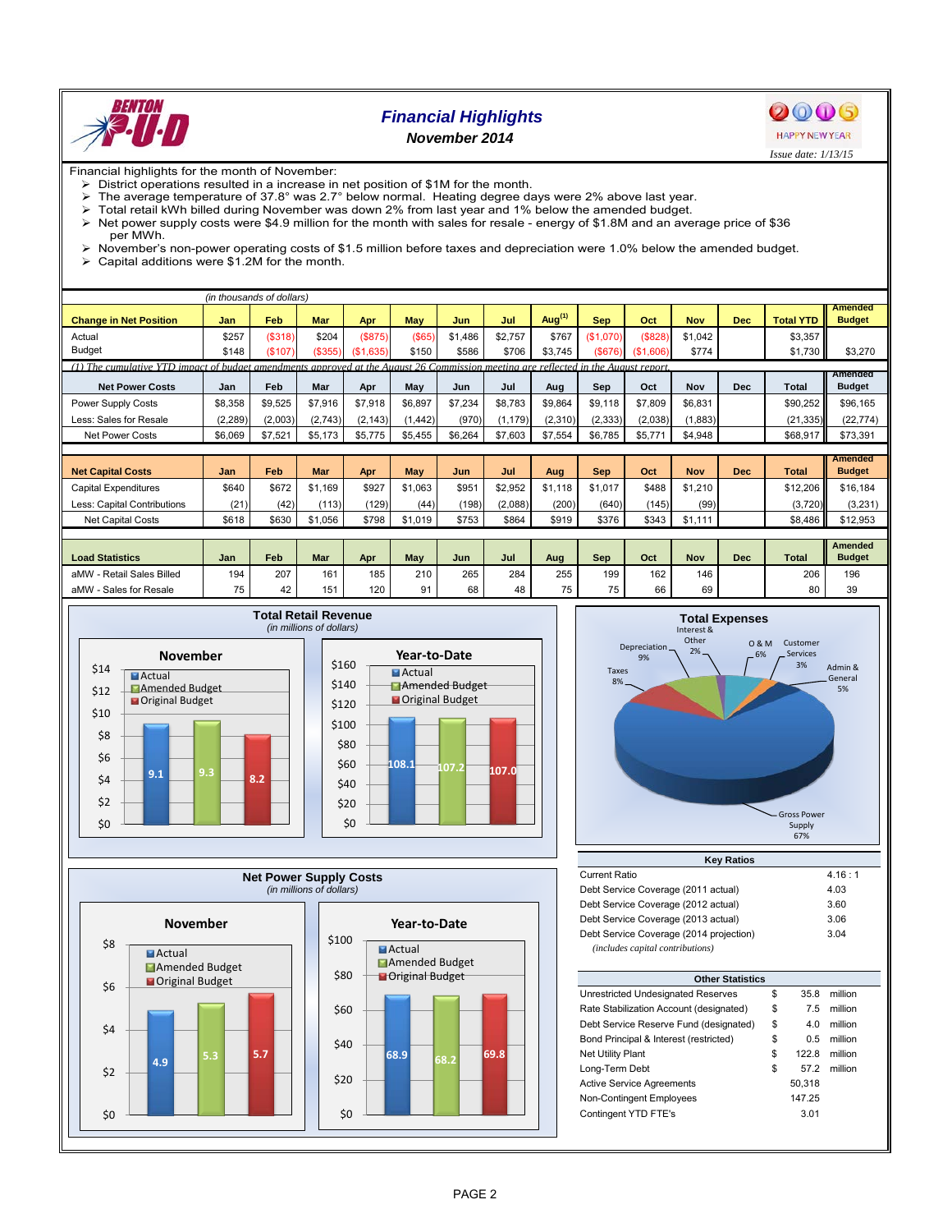# Financial Highlights

**November 2014**

*Issue date: 1/13/15*

Financial highlights for the month of November:

- District operations resulted in a increase in net position of $1M for the month.
- The average temperature of 37.8° was 2.7° below normal. Heating degree days were 2% above last year.
- Total retail kWh billed during November was down 2% from last year and 1% below the amended budget.
- Net power supply costs were $4.9 million for the month with sales for resale - energy of $1.8M and an average price of $36 per MWh.
- November's non-power operating costs of $1.5 million before taxes and depreciation were 1.0% below the amended budget.
- Capital additions were $1.2M for the month.

*(in thousands of dollars)*

| Change in Net Position | Jan | Feb | Mar | Apr | May | Jun | Jul | Aug[1] | Sep | Oct | Nov | Dec | Total YTD | Amended Budget |
|---|---|---|---|---|---|---|---|---|---|---|---|---|---|---|
| Actual | $257 | ($318) | $204 | ($875) | ($65) | $1,486 | $2,757 | $767 | ($1,070) | ($828) | $1,042 | | $3,357 | |
| Budget | $148 | ($107) | ($355) | ($1,635) | $150 | $586 | $706 | $3,745 | ($676) | ($1,606) | $774 | | $1,730 | $3,270 |

*(1) The cumulative YTD impact of budget amendments approved at the August 26 Commission meeting are reflected in the August report.*

| Net Power Costs | Jan | Feb | Mar | Apr | May | Jun | Jul | Aug | Sep | Oct | Nov | Dec | Total | Amended Budget |
|---|---|---|---|---|---|---|---|---|---|---|---|---|---|---|
| Power Supply Costs | $8,358 | $9,525 | $7,916 | $7,918 | $6,897 | $7,234 | $8,783 | $9,864 | $9,118 | $7,809 | $6,831 | | $90,252 | $96,165 |
| Less: Sales for Resale | (2,289) | (2,003) | (2,743) | (2,143) | (1,442) | (970) | (1,179) | (2,310) | (2,333) | (2,038) | (1,883) | | (21,335) | (22,774) |
| Net Power Costs | $6,069 | $7,521 | $5,173 | $5,775 | $5,455 | $6,264 | $7,603 | $7,554 | $6,785 | $5,771 | $4,948 | | $68,917 | $73,391 |

| Net Capital Costs | Jan | Feb | Mar | Apr | May | Jun | Jul | Aug | Sep | Oct | Nov | Dec | Total | Amended Budget |
|---|---|---|---|---|---|---|---|---|---|---|---|---|---|---|
| Capital Expenditures | $640 | $672 | $1,169 | $927 | $1,063 | $951 | $2,952 | $1,118 | $1,017 | $488 | $1,210 | | $12,206 | $16,184 |
| Less: Capital Contributions | (21) | (42) | (113) | (129) | (44) | (198) | (2,088) | (200) | (640) | (145) | (99) | | (3,720) | (3,231) |
| Net Capital Costs | $618 | $630 | $1,056 | $798 | $1,019 | $753 | $864 | $919 | $376 | $343 | $1,111 | | $8,486 | $12,953 |

| Load Statistics | Jan | Feb | Mar | Apr | May | Jun | Jul | Aug | Sep | Oct | Nov | Dec | Total | Amended Budget |
|---|---|---|---|---|---|---|---|---|---|---|---|---|---|---|
| aMW - Retail Sales Billed | 194 | 207 | 161 | 185 | 210 | 265 | 284 | 255 | 199 | 162 | 146 | | 206 | 196 |
| aMW - Sales for Resale | 75 | 42 | 151 | 120 | 91 | 68 | 48 | 75 | 75 | 66 | 69 | | 80 | 39 |

## Total Retail Revenue

*(in millions of dollars)*

| | November | Year-to-Date |
|---|---|---|
| Actual | 9.1 | 108.1 |
| Amended Budget | 9.3 | 107.2 |
| Original Budget | 8.2 | 107.0 |

## Total Expenses

| Category | Percent |
|---|---|
| Gross Power Supply | 67% |
| Depreciation | 9% |
| Taxes | 8% |
| O & M | 6% |
| Admin & General | 5% |
| Customer Services | 3% |
| Interest & Other | 2% |

## Net Power Supply Costs

*(in millions of dollars)*

| | November | Year-to-Date |
|---|---|---|
| Actual | 4.9 | 68.9 |
| Amended Budget | 5.3 | 68.2 |
| Original Budget | 5.7 | 69.8 |

## Key Ratios

| | |
|---|---|
| Current Ratio | 4.16 : 1 |
| Debt Service Coverage (2011 actual) | 4.03 |
| Debt Service Coverage (2012 actual) | 3.60 |
| Debt Service Coverage (2013 actual) | 3.06 |
| Debt Service Coverage (2014 projection) | 3.04 |

*(includes capital contributions)*

## Other Statistics

| | | | |
|---|---|---|---|
| Unrestricted Undesignated Reserves | $ | 35.8 | million |
| Rate Stabilization Account (designated) | $ | 7.5 | million |
| Debt Service Reserve Fund (designated) | $ | 4.0 | million |
| Bond Principal & Interest (restricted) | $ | 0.5 | million |
| Net Utility Plant | $ | 122.8 | million |
| Long-Term Debt | $ | 57.2 | million |
| Active Service Agreements | | 50,318 | |
| Non-Contingent Employees | | 147.25 | |
| Contingent YTD FTE's | | 3.01 | |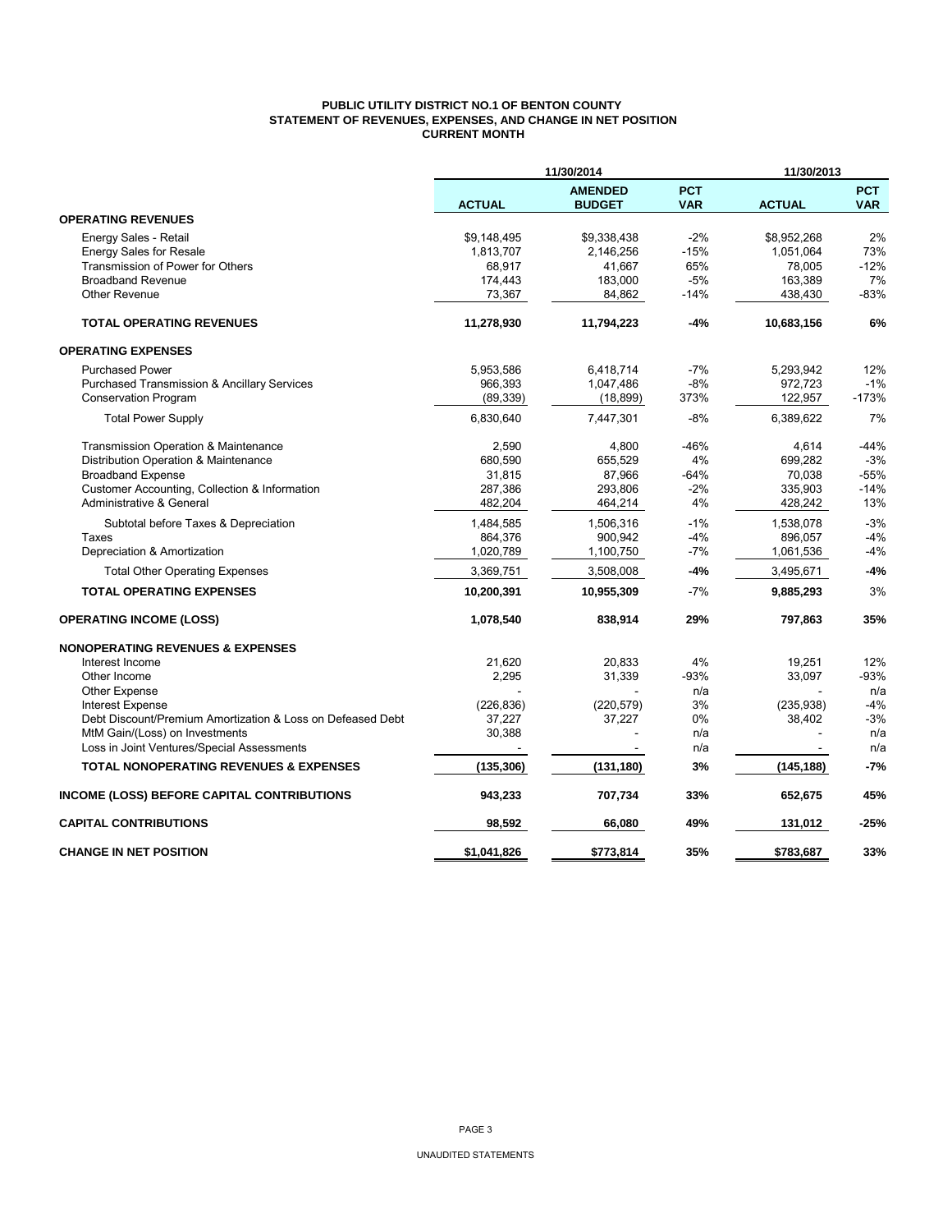# PUBLIC UTILITY DISTRICT NO.1 OF BENTON COUNTY
## STATEMENT OF REVENUES, EXPENSES, AND CHANGE IN NET POSITION
### CURRENT MONTH

| | 11/30/2014 | | | 11/30/2013 | |
|---|---|---|---|---|---|
| | **ACTUAL** | **AMENDED BUDGET** | **PCT VAR** | **ACTUAL** | **PCT VAR** |
| **OPERATING REVENUES** | | | | | |
| Energy Sales - Retail | $9,148,495 | $9,338,438 | -2% | $8,952,268 | 2% |
| Energy Sales for Resale | 1,813,707 | 2,146,256 | -15% | 1,051,064 | 73% |
| Transmission of Power for Others | 68,917 | 41,667 | 65% | 78,005 | -12% |
| Broadband Revenue | 174,443 | 183,000 | -5% | 163,389 | 7% |
| Other Revenue | 73,367 | 84,862 | -14% | 438,430 | -83% |
| **TOTAL OPERATING REVENUES** | **11,278,930** | **11,794,223** | **-4%** | **10,683,156** | **6%** |
| **OPERATING EXPENSES** | | | | | |
| Purchased Power | 5,953,586 | 6,418,714 | -7% | 5,293,942 | 12% |
| Purchased Transmission & Ancillary Services | 966,393 | 1,047,486 | -8% | 972,723 | -1% |
| Conservation Program | (89,339) | (18,899) | 373% | 122,957 | -173% |
| Total Power Supply | 6,830,640 | 7,447,301 | -8% | 6,389,622 | 7% |
| Transmission Operation & Maintenance | 2,590 | 4,800 | -46% | 4,614 | -44% |
| Distribution Operation & Maintenance | 680,590 | 655,529 | 4% | 699,282 | -3% |
| Broadband Expense | 31,815 | 87,966 | -64% | 70,038 | -55% |
| Customer Accounting, Collection & Information | 287,386 | 293,806 | -2% | 335,903 | -14% |
| Administrative & General | 482,204 | 464,214 | 4% | 428,242 | 13% |
| Subtotal before Taxes & Depreciation | 1,484,585 | 1,506,316 | -1% | 1,538,078 | -3% |
| Taxes | 864,376 | 900,942 | -4% | 896,057 | -4% |
| Depreciation & Amortization | 1,020,789 | 1,100,750 | -7% | 1,061,536 | -4% |
| Total Other Operating Expenses | 3,369,751 | 3,508,008 | **-4%** | 3,495,671 | **-4%** |
| **TOTAL OPERATING EXPENSES** | **10,200,391** | **10,955,309** | -7% | **9,885,293** | 3% |
| **OPERATING INCOME (LOSS)** | **1,078,540** | **838,914** | **29%** | **797,863** | **35%** |
| **NONOPERATING REVENUES & EXPENSES** | | | | | |
| Interest Income | 21,620 | 20,833 | 4% | 19,251 | 12% |
| Other Income | 2,295 | 31,339 | -93% | 33,097 | -93% |
| Other Expense | - | - | n/a | - | n/a |
| Interest Expense | (226,836) | (220,579) | 3% | (235,938) | -4% |
| Debt Discount/Premium Amortization & Loss on Defeased Debt | 37,227 | 37,227 | 0% | 38,402 | -3% |
| MtM Gain/(Loss) on Investments | 30,388 | - | n/a | - | n/a |
| Loss in Joint Ventures/Special Assessments | - | - | n/a | - | n/a |
| **TOTAL NONOPERATING REVENUES & EXPENSES** | **(135,306)** | **(131,180)** | **3%** | **(145,188)** | **-7%** |
| **INCOME (LOSS) BEFORE CAPITAL CONTRIBUTIONS** | **943,233** | **707,734** | **33%** | **652,675** | **45%** |
| **CAPITAL CONTRIBUTIONS** | **98,592** | **66,080** | **49%** | **131,012** | **-25%** |
| **CHANGE IN NET POSITION** | **$1,041,826** | **$773,814** | **35%** | **$783,687** | **33%** |

UNAUDITED STATEMENTS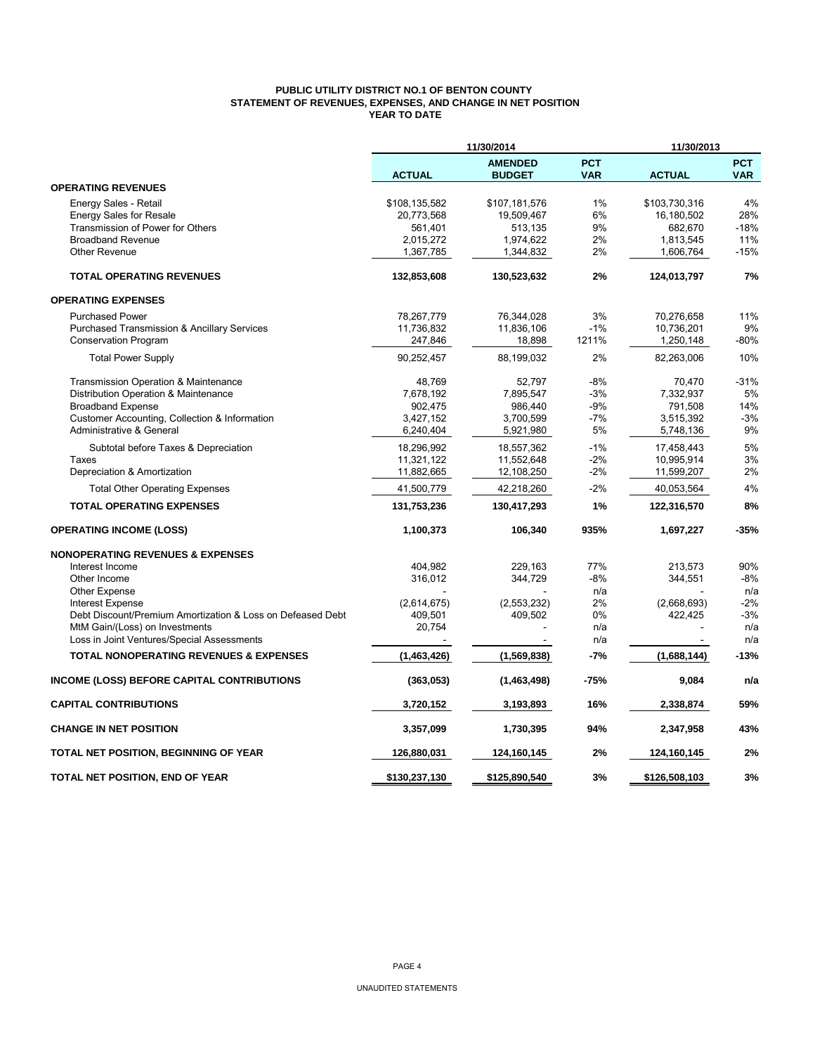**PUBLIC UTILITY DISTRICT NO.1 OF BENTON COUNTY**
**STATEMENT OF REVENUES, EXPENSES, AND CHANGE IN NET POSITION**
**YEAR TO DATE**

| | 11/30/2014 | | | 11/30/2013 | |
|---|---|---|---|---|---|
| | **ACTUAL** | **AMENDED BUDGET** | **PCT VAR** | **ACTUAL** | **PCT VAR** |
| **OPERATING REVENUES** | | | | | |
| Energy Sales - Retail | $108,135,582 | $107,181,576 | 1% | $103,730,316 | 4% |
| Energy Sales for Resale | 20,773,568 | 19,509,467 | 6% | 16,180,502 | 28% |
| Transmission of Power for Others | 561,401 | 513,135 | 9% | 682,670 | -18% |
| Broadband Revenue | 2,015,272 | 1,974,622 | 2% | 1,813,545 | 11% |
| Other Revenue | 1,367,785 | 1,344,832 | 2% | 1,606,764 | -15% |
| **TOTAL OPERATING REVENUES** | **132,853,608** | **130,523,632** | **2%** | **124,013,797** | **7%** |
| **OPERATING EXPENSES** | | | | | |
| Purchased Power | 78,267,779 | 76,344,028 | 3% | 70,276,658 | 11% |
| Purchased Transmission & Ancillary Services | 11,736,832 | 11,836,106 | -1% | 10,736,201 | 9% |
| Conservation Program | 247,846 | 18,898 | 1211% | 1,250,148 | -80% |
| Total Power Supply | 90,252,457 | 88,199,032 | 2% | 82,263,006 | 10% |
| Transmission Operation & Maintenance | 48,769 | 52,797 | -8% | 70,470 | -31% |
| Distribution Operation & Maintenance | 7,678,192 | 7,895,547 | -3% | 7,332,937 | 5% |
| Broadband Expense | 902,475 | 986,440 | -9% | 791,508 | 14% |
| Customer Accounting, Collection & Information | 3,427,152 | 3,700,599 | -7% | 3,515,392 | -3% |
| Administrative & General | 6,240,404 | 5,921,980 | 5% | 5,748,136 | 9% |
| Subtotal before Taxes & Depreciation | 18,296,992 | 18,557,362 | -1% | 17,458,443 | 5% |
| Taxes | 11,321,122 | 11,552,648 | -2% | 10,995,914 | 3% |
| Depreciation & Amortization | 11,882,665 | 12,108,250 | -2% | 11,599,207 | 2% |
| Total Other Operating Expenses | 41,500,779 | 42,218,260 | -2% | 40,053,564 | 4% |
| **TOTAL OPERATING EXPENSES** | **131,753,236** | **130,417,293** | **1%** | **122,316,570** | **8%** |
| **OPERATING INCOME (LOSS)** | **1,100,373** | **106,340** | **935%** | **1,697,227** | **-35%** |
| **NONOPERATING REVENUES & EXPENSES** | | | | | |
| Interest Income | 404,982 | 229,163 | 77% | 213,573 | 90% |
| Other Income | 316,012 | 344,729 | -8% | 344,551 | -8% |
| Other Expense | - | - | n/a | - | n/a |
| Interest Expense | (2,614,675) | (2,553,232) | 2% | (2,668,693) | -2% |
| Debt Discount/Premium Amortization & Loss on Defeased Debt | 409,501 | 409,502 | 0% | 422,425 | -3% |
| MtM Gain/(Loss) on Investments | 20,754 | - | n/a | - | n/a |
| Loss in Joint Ventures/Special Assessments | - | - | n/a | - | n/a |
| **TOTAL NONOPERATING REVENUES & EXPENSES** | **(1,463,426)** | **(1,569,838)** | **-7%** | **(1,688,144)** | **-13%** |
| **INCOME (LOSS) BEFORE CAPITAL CONTRIBUTIONS** | **(363,053)** | **(1,463,498)** | **-75%** | **9,084** | **n/a** |
| **CAPITAL CONTRIBUTIONS** | **3,720,152** | **3,193,893** | **16%** | **2,338,874** | **59%** |
| **CHANGE IN NET POSITION** | **3,357,099** | **1,730,395** | **94%** | **2,347,958** | **43%** |
| **TOTAL NET POSITION, BEGINNING OF YEAR** | **126,880,031** | **124,160,145** | **2%** | **124,160,145** | **2%** |
| **TOTAL NET POSITION, END OF YEAR** | **$130,237,130** | **$125,890,540** | **3%** | **$126,508,103** | **3%** |

UNAUDITED STATEMENTS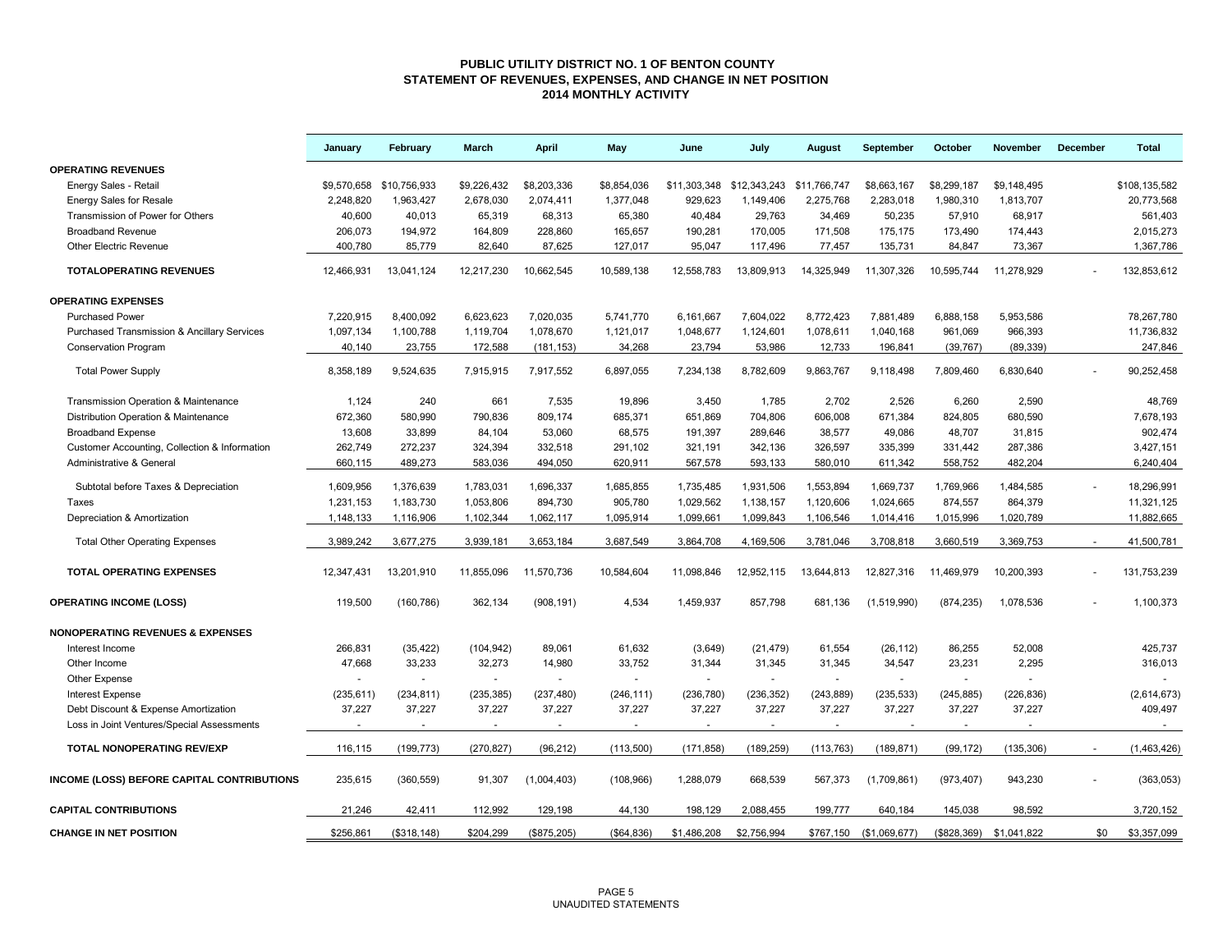# PUBLIC UTILITY DISTRICT NO. 1 OF BENTON COUNTY
## STATEMENT OF REVENUES, EXPENSES, AND CHANGE IN NET POSITION
### 2014 MONTHLY ACTIVITY

| | January | February | March | April | May | June | July | August | September | October | November | December | Total |
|---|---|---|---|---|---|---|---|---|---|---|---|---|---|
| **OPERATING REVENUES** | | | | | | | | | | | | | |
| Energy Sales - Retail | $9,570,658 | $10,756,933 | $9,226,432 | $8,203,336 | $8,854,036 | $11,303,348 | $12,343,243 | $11,766,747 | $8,663,167 | $8,299,187 | $9,148,495 | | $108,135,582 |
| Energy Sales for Resale | 2,248,820 | 1,963,427 | 2,678,030 | 2,074,411 | 1,377,048 | 929,623 | 1,149,406 | 2,275,768 | 2,283,018 | 1,980,310 | 1,813,707 | | 20,773,568 |
| Transmission of Power for Others | 40,600 | 40,013 | 65,319 | 68,313 | 65,380 | 40,484 | 29,763 | 34,469 | 50,235 | 57,910 | 68,917 | | 561,403 |
| Broadband Revenue | 206,073 | 194,972 | 164,809 | 228,860 | 165,657 | 190,281 | 170,005 | 171,508 | 175,175 | 173,490 | 174,443 | | 2,015,273 |
| Other Electric Revenue | 400,780 | 85,779 | 82,640 | 87,625 | 127,017 | 95,047 | 117,496 | 77,457 | 135,731 | 84,847 | 73,367 | | 1,367,786 |
| **TOTALOPERATING REVENUES** | 12,466,931 | 13,041,124 | 12,217,230 | 10,662,545 | 10,589,138 | 12,558,783 | 13,809,913 | 14,325,949 | 11,307,326 | 10,595,744 | 11,278,929 | - | 132,853,612 |
| **OPERATING EXPENSES** | | | | | | | | | | | | | |
| Purchased Power | 7,220,915 | 8,400,092 | 6,623,623 | 7,020,035 | 5,741,770 | 6,161,667 | 7,604,022 | 8,772,423 | 7,881,489 | 6,888,158 | 5,953,586 | | 78,267,780 |
| Purchased Transmission & Ancillary Services | 1,097,134 | 1,100,788 | 1,119,704 | 1,078,670 | 1,121,017 | 1,048,677 | 1,124,601 | 1,078,611 | 1,040,168 | 961,069 | 966,393 | | 11,736,832 |
| Conservation Program | 40,140 | 23,755 | 172,588 | (181,153) | 34,268 | 23,794 | 53,986 | 12,733 | 196,841 | (39,767) | (89,339) | | 247,846 |
| Total Power Supply | 8,358,189 | 9,524,635 | 7,915,915 | 7,917,552 | 6,897,055 | 7,234,138 | 8,782,609 | 9,863,767 | 9,118,498 | 7,809,460 | 6,830,640 | - | 90,252,458 |
| Transmission Operation & Maintenance | 1,124 | 240 | 661 | 7,535 | 19,896 | 3,450 | 1,785 | 2,702 | 2,526 | 6,260 | 2,590 | | 48,769 |
| Distribution Operation & Maintenance | 672,360 | 580,990 | 790,836 | 809,174 | 685,371 | 651,869 | 704,806 | 606,008 | 671,384 | 824,805 | 680,590 | | 7,678,193 |
| Broadband Expense | 13,608 | 33,899 | 84,104 | 53,060 | 68,575 | 191,397 | 289,646 | 38,577 | 49,086 | 48,707 | 31,815 | | 902,474 |
| Customer Accounting, Collection & Information | 262,749 | 272,237 | 324,394 | 332,518 | 291,102 | 321,191 | 342,136 | 326,597 | 335,399 | 331,442 | 287,386 | | 3,427,151 |
| Administrative & General | 660,115 | 489,273 | 583,036 | 494,050 | 620,911 | 567,578 | 593,133 | 580,010 | 611,342 | 558,752 | 482,204 | | 6,240,404 |
| Subtotal before Taxes & Depreciation | 1,609,956 | 1,376,639 | 1,783,031 | 1,696,337 | 1,685,855 | 1,735,485 | 1,931,506 | 1,553,894 | 1,669,737 | 1,769,966 | 1,484,585 | - | 18,296,991 |
| Taxes | 1,231,153 | 1,183,730 | 1,053,806 | 894,730 | 905,780 | 1,029,562 | 1,138,157 | 1,120,606 | 1,024,665 | 874,557 | 864,379 | | 11,321,125 |
| Depreciation & Amortization | 1,148,133 | 1,116,906 | 1,102,344 | 1,062,117 | 1,095,914 | 1,099,661 | 1,099,843 | 1,106,546 | 1,014,416 | 1,015,996 | 1,020,789 | | 11,882,665 |
| Total Other Operating Expenses | 3,989,242 | 3,677,275 | 3,939,181 | 3,653,184 | 3,687,549 | 3,864,708 | 4,169,506 | 3,781,046 | 3,708,818 | 3,660,519 | 3,369,753 | - | 41,500,781 |
| **TOTAL OPERATING EXPENSES** | 12,347,431 | 13,201,910 | 11,855,096 | 11,570,736 | 10,584,604 | 11,098,846 | 12,952,115 | 13,644,813 | 12,827,316 | 11,469,979 | 10,200,393 | - | 131,753,239 |
| **OPERATING INCOME (LOSS)** | 119,500 | (160,786) | 362,134 | (908,191) | 4,534 | 1,459,937 | 857,798 | 681,136 | (1,519,990) | (874,235) | 1,078,536 | - | 1,100,373 |
| **NONOPERATING REVENUES & EXPENSES** | | | | | | | | | | | | | |
| Interest Income | 266,831 | (35,422) | (104,942) | 89,061 | 61,632 | (3,649) | (21,479) | 61,554 | (26,112) | 86,255 | 52,008 | | 425,737 |
| Other Income | 47,668 | 33,233 | 32,273 | 14,980 | 33,752 | 31,344 | 31,345 | 31,345 | 34,547 | 23,231 | 2,295 | | 316,013 |
| Other Expense | - | - | - | - | - | - | - | - | - | - | - | | - |
| Interest Expense | (235,611) | (234,811) | (235,385) | (237,480) | (246,111) | (236,780) | (236,352) | (243,889) | (235,533) | (245,885) | (226,836) | | (2,614,673) |
| Debt Discount & Expense Amortization | 37,227 | 37,227 | 37,227 | 37,227 | 37,227 | 37,227 | 37,227 | 37,227 | 37,227 | 37,227 | 37,227 | | 409,497 |
| Loss in Joint Ventures/Special Assessments | - | - | - | - | - | - | - | - | - | - | - | | - |
| **TOTAL NONOPERATING REV/EXP** | 116,115 | (199,773) | (270,827) | (96,212) | (113,500) | (171,858) | (189,259) | (113,763) | (189,871) | (99,172) | (135,306) | - | (1,463,426) |
| **INCOME (LOSS) BEFORE CAPITAL CONTRIBUTIONS** | 235,615 | (360,559) | 91,307 | (1,004,403) | (108,966) | 1,288,079 | 668,539 | 567,373 | (1,709,861) | (973,407) | 943,230 | - | (363,053) |
| **CAPITAL CONTRIBUTIONS** | 21,246 | 42,411 | 112,992 | 129,198 | 44,130 | 198,129 | 2,088,455 | 199,777 | 640,184 | 145,038 | 98,592 | | 3,720,152 |
| **CHANGE IN NET POSITION** | $256,861 | ($318,148) | $204,299 | ($875,205) | ($64,836) | $1,486,208 | $2,756,994 | $767,150 | ($1,069,677) | ($828,369) | $1,041,822 | $0 | $3,357,099 |

UNAUDITED STATEMENTS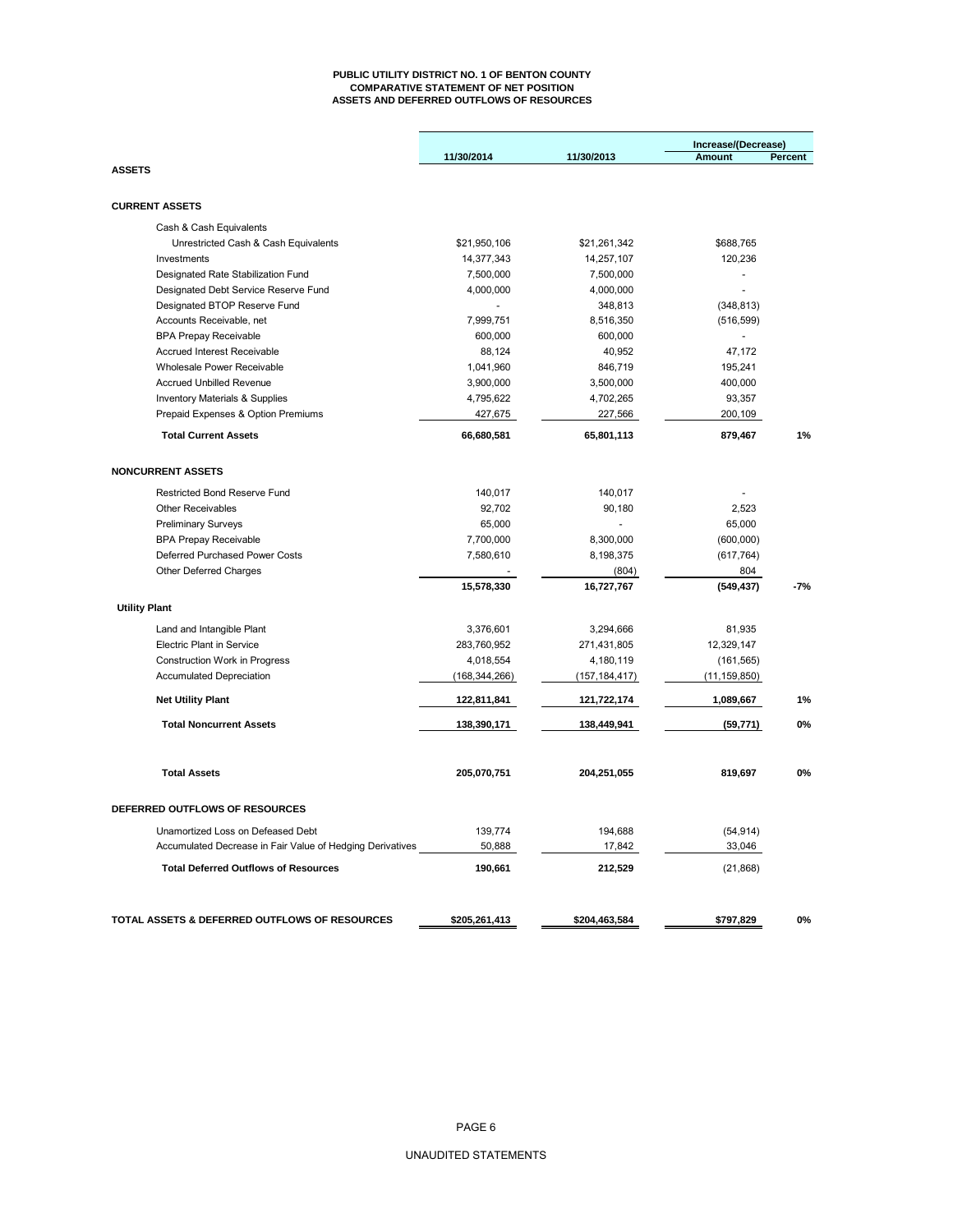# PUBLIC UTILITY DISTRICT NO. 1 OF BENTON COUNTY
## COMPARATIVE STATEMENT OF NET POSITION
## ASSETS AND DEFERRED OUTFLOWS OF RESOURCES

| | 11/30/2014 | 11/30/2013 | Increase/(Decrease) Amount | Percent |
|---|---|---|---|---|
| **ASSETS** | | | | |
| **CURRENT ASSETS** | | | | |
| Cash & Cash Equivalents | | | | |
| Unrestricted Cash & Cash Equivalents | $21,950,106 | $21,261,342 | $688,765 | |
| Investments | 14,377,343 | 14,257,107 | 120,236 | |
| Designated Rate Stabilization Fund | 7,500,000 | 7,500,000 | - | |
| Designated Debt Service Reserve Fund | 4,000,000 | 4,000,000 | - | |
| Designated BTOP Reserve Fund | - | 348,813 | (348,813) | |
| Accounts Receivable, net | 7,999,751 | 8,516,350 | (516,599) | |
| BPA Prepay Receivable | 600,000 | 600,000 | - | |
| Accrued Interest Receivable | 88,124 | 40,952 | 47,172 | |
| Wholesale Power Receivable | 1,041,960 | 846,719 | 195,241 | |
| Accrued Unbilled Revenue | 3,900,000 | 3,500,000 | 400,000 | |
| Inventory Materials & Supplies | 4,795,622 | 4,702,265 | 93,357 | |
| Prepaid Expenses & Option Premiums | 427,675 | 227,566 | 200,109 | |
| **Total Current Assets** | **66,680,581** | **65,801,113** | **879,467** | **1%** |
| **NONCURRENT ASSETS** | | | | |
| Restricted Bond Reserve Fund | 140,017 | 140,017 | - | |
| Other Receivables | 92,702 | 90,180 | 2,523 | |
| Preliminary Surveys | 65,000 | - | 65,000 | |
| BPA Prepay Receivable | 7,700,000 | 8,300,000 | (600,000) | |
| Deferred Purchased Power Costs | 7,580,610 | 8,198,375 | (617,764) | |
| Other Deferred Charges | - | (804) | 804 | |
| | **15,578,330** | **16,727,767** | **(549,437)** | **-7%** |
| **Utility Plant** | | | | |
| Land and Intangible Plant | 3,376,601 | 3,294,666 | 81,935 | |
| Electric Plant in Service | 283,760,952 | 271,431,805 | 12,329,147 | |
| Construction Work in Progress | 4,018,554 | 4,180,119 | (161,565) | |
| Accumulated Depreciation | (168,344,266) | (157,184,417) | (11,159,850) | |
| **Net Utility Plant** | **122,811,841** | **121,722,174** | **1,089,667** | **1%** |
| **Total Noncurrent Assets** | **138,390,171** | **138,449,941** | **(59,771)** | **0%** |
| **Total Assets** | **205,070,751** | **204,251,055** | **819,697** | **0%** |
| **DEFERRED OUTFLOWS OF RESOURCES** | | | | |
| Unamortized Loss on Defeased Debt | 139,774 | 194,688 | (54,914) | |
| Accumulated Decrease in Fair Value of Hedging Derivatives | 50,888 | 17,842 | 33,046 | |
| **Total Deferred Outflows of Resources** | **190,661** | **212,529** | (21,868) | |
| **TOTAL ASSETS & DEFERRED OUTFLOWS OF RESOURCES** | **$205,261,413** | **$204,463,584** | **$797,829** | **0%** |

UNAUDITED STATEMENTS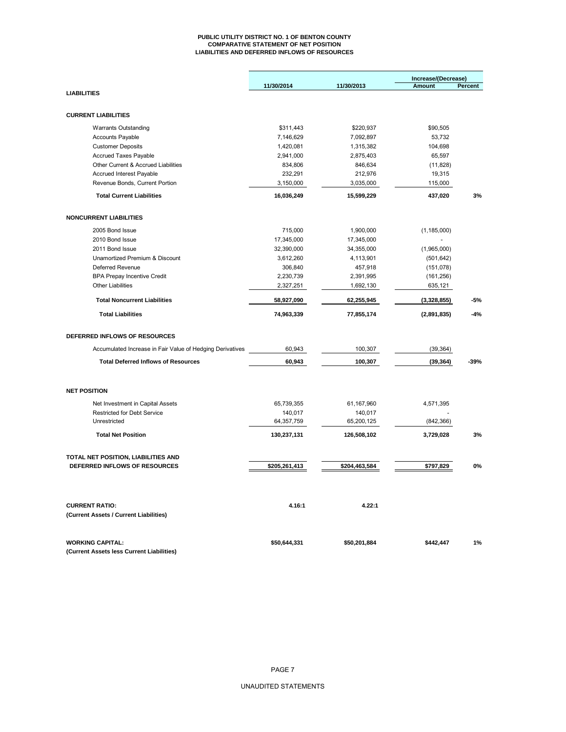# PUBLIC UTILITY DISTRICT NO. 1 OF BENTON COUNTY
## COMPARATIVE STATEMENT OF NET POSITION
## LIABILITIES AND DEFERRED INFLOWS OF RESOURCES

| | 11/30/2014 | 11/30/2013 | Increase/(Decrease) Amount | Percent |
|---|---|---|---|---|
| **LIABILITIES** | | | | |
| **CURRENT LIABILITIES** | | | | |
| Warrants Outstanding | $311,443 | $220,937 | $90,505 | |
| Accounts Payable | 7,146,629 | 7,092,897 | 53,732 | |
| Customer Deposits | 1,420,081 | 1,315,382 | 104,698 | |
| Accrued Taxes Payable | 2,941,000 | 2,875,403 | 65,597 | |
| Other Current & Accrued Liabilities | 834,806 | 846,634 | (11,828) | |
| Accrued Interest Payable | 232,291 | 212,976 | 19,315 | |
| Revenue Bonds, Current Portion | 3,150,000 | 3,035,000 | 115,000 | |
| **Total Current Liabilities** | **16,036,249** | **15,599,229** | **437,020** | **3%** |
| **NONCURRENT LIABILITIES** | | | | |
| 2005 Bond Issue | 715,000 | 1,900,000 | (1,185,000) | |
| 2010 Bond Issue | 17,345,000 | 17,345,000 | - | |
| 2011 Bond Issue | 32,390,000 | 34,355,000 | (1,965,000) | |
| Unamortized Premium & Discount | 3,612,260 | 4,113,901 | (501,642) | |
| Deferred Revenue | 306,840 | 457,918 | (151,078) | |
| BPA Prepay Incentive Credit | 2,230,739 | 2,391,995 | (161,256) | |
| Other Liabilities | 2,327,251 | 1,692,130 | 635,121 | |
| **Total Noncurrent Liabilities** | **58,927,090** | **62,255,945** | **(3,328,855)** | **-5%** |
| **Total Liabilities** | **74,963,339** | **77,855,174** | **(2,891,835)** | **-4%** |
| **DEFERRED INFLOWS OF RESOURCES** | | | | |
| Accumulated Increase in Fair Value of Hedging Derivatives | 60,943 | 100,307 | (39,364) | |
| **Total Deferred Inflows of Resources** | **60,943** | **100,307** | **(39,364)** | **-39%** |
| **NET POSITION** | | | | |
| Net Investment in Capital Assets | 65,739,355 | 61,167,960 | 4,571,395 | |
| Restricted for Debt Service | 140,017 | 140,017 | - | |
| Unrestricted | 64,357,759 | 65,200,125 | (842,366) | |
| **Total Net Position** | **130,237,131** | **126,508,102** | **3,729,028** | **3%** |
| **TOTAL NET POSITION, LIABILITIES AND DEFERRED INFLOWS OF RESOURCES** | **$205,261,413** | **$204,463,584** | **$797,829** | **0%** |
| **CURRENT RATIO:** (Current Assets / Current Liabilities) | **4.16:1** | **4.22:1** | | |
| **WORKING CAPITAL:** (Current Assets less Current Liabilities) | **$50,644,331** | **$50,201,884** | **$442,447** | **1%** |

UNAUDITED STATEMENTS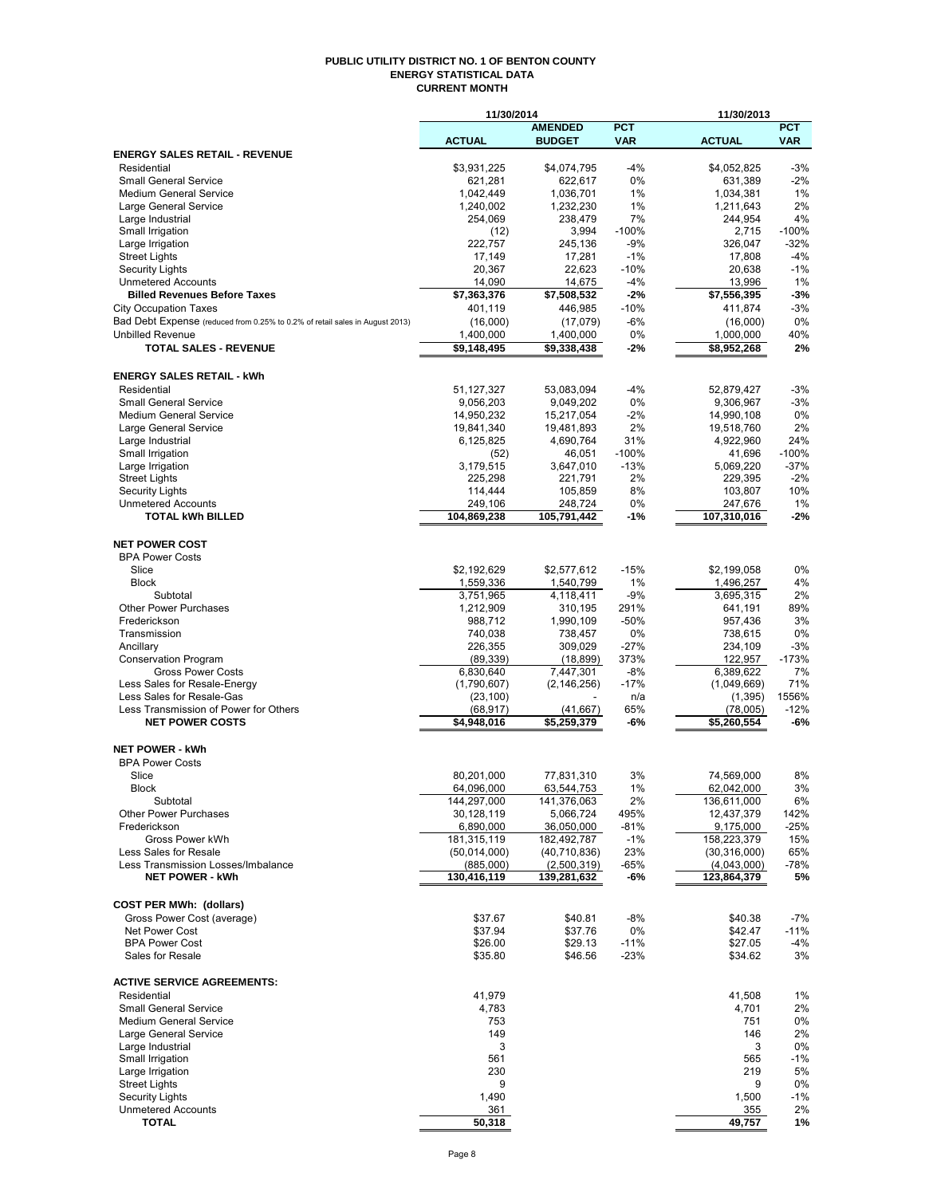# PUBLIC UTILITY DISTRICT NO. 1 OF BENTON COUNTY
## ENERGY STATISTICAL DATA
### CURRENT MONTH

| | 11/30/2014 | | | 11/30/2013 | |
|---|---|---|---|---|---|
| | **ACTUAL** | **AMENDED BUDGET** | **PCT VAR** | **ACTUAL** | **PCT VAR** |
| **ENERGY SALES RETAIL - REVENUE** | | | | | |
| Residential | $3,931,225 | $4,074,795 | -4% | $4,052,825 | -3% |
| Small General Service | 621,281 | 622,617 | 0% | 631,389 | -2% |
| Medium General Service | 1,042,449 | 1,036,701 | 1% | 1,034,381 | 1% |
| Large General Service | 1,240,002 | 1,232,230 | 1% | 1,211,643 | 2% |
| Large Industrial | 254,069 | 238,479 | 7% | 244,954 | 4% |
| Small Irrigation | (12) | 3,994 | -100% | 2,715 | -100% |
| Large Irrigation | 222,757 | 245,136 | -9% | 326,047 | -32% |
| Street Lights | 17,149 | 17,281 | -1% | 17,808 | -4% |
| Security Lights | 20,367 | 22,623 | -10% | 20,638 | -1% |
| Unmetered Accounts | 14,090 | 14,675 | -4% | 13,996 | 1% |
| **Billed Revenues Before Taxes** | **$7,363,376** | **$7,508,532** | **-2%** | **$7,556,395** | **-3%** |
| City Occupation Taxes | 401,119 | 446,985 | -10% | 411,874 | -3% |
| Bad Debt Expense (reduced from 0.25% to 0.2% of retail sales in August 2013) | (16,000) | (17,079) | -6% | (16,000) | 0% |
| Unbilled Revenue | 1,400,000 | 1,400,000 | 0% | 1,000,000 | 40% |
| **TOTAL SALES - REVENUE** | **$9,148,495** | **$9,338,438** | **-2%** | **$8,952,268** | **2%** |
| | | | | | |
| **ENERGY SALES RETAIL - kWh** | | | | | |
| Residential | 51,127,327 | 53,083,094 | -4% | 52,879,427 | -3% |
| Small General Service | 9,056,203 | 9,049,202 | 0% | 9,306,967 | -3% |
| Medium General Service | 14,950,232 | 15,217,054 | -2% | 14,990,108 | 0% |
| Large General Service | 19,841,340 | 19,481,893 | 2% | 19,518,760 | 2% |
| Large Industrial | 6,125,825 | 4,690,764 | 31% | 4,922,960 | 24% |
| Small Irrigation | (52) | 46,051 | -100% | 41,696 | -100% |
| Large Irrigation | 3,179,515 | 3,647,010 | -13% | 5,069,220 | -37% |
| Street Lights | 225,298 | 221,791 | 2% | 229,395 | -2% |
| Security Lights | 114,444 | 105,859 | 8% | 103,807 | 10% |
| Unmetered Accounts | 249,106 | 248,724 | 0% | 247,676 | 1% |
| **TOTAL kWh BILLED** | **104,869,238** | **105,791,442** | **-1%** | **107,310,016** | **-2%** |
| | | | | | |
| **NET POWER COST** | | | | | |
| BPA Power Costs | | | | | |
| Slice | $2,192,629 | $2,577,612 | -15% | $2,199,058 | 0% |
| Block | 1,559,336 | 1,540,799 | 1% | 1,496,257 | 4% |
| Subtotal | 3,751,965 | 4,118,411 | -9% | 3,695,315 | 2% |
| Other Power Purchases | 1,212,909 | 310,195 | 291% | 641,191 | 89% |
| Frederickson | 988,712 | 1,990,109 | -50% | 957,436 | 3% |
| Transmission | 740,038 | 738,457 | 0% | 738,615 | 0% |
| Ancillary | 226,355 | 309,029 | -27% | 234,109 | -3% |
| Conservation Program | (89,339) | (18,899) | 373% | 122,957 | -173% |
| Gross Power Costs | 6,830,640 | 7,447,301 | -8% | 6,389,622 | 7% |
| Less Sales for Resale-Energy | (1,790,607) | (2,146,256) | -17% | (1,049,669) | 71% |
| Less Sales for Resale-Gas | (23,100) | - | n/a | (1,395) | 1556% |
| Less Transmission of Power for Others | (68,917) | (41,667) | 65% | (78,005) | -12% |
| **NET POWER COSTS** | **$4,948,016** | **$5,259,379** | **-6%** | **$5,260,554** | **-6%** |
| | | | | | |
| **NET POWER - kWh** | | | | | |
| BPA Power Costs | | | | | |
| Slice | 80,201,000 | 77,831,310 | 3% | 74,569,000 | 8% |
| Block | 64,096,000 | 63,544,753 | 1% | 62,042,000 | 3% |
| Subtotal | 144,297,000 | 141,376,063 | 2% | 136,611,000 | 6% |
| Other Power Purchases | 30,128,119 | 5,066,724 | 495% | 12,437,379 | 142% |
| Frederickson | 6,890,000 | 36,050,000 | -81% | 9,175,000 | -25% |
| Gross Power kWh | 181,315,119 | 182,492,787 | -1% | 158,223,379 | 15% |
| Less Sales for Resale | (50,014,000) | (40,710,836) | 23% | (30,316,000) | 65% |
| Less Transmission Losses/Imbalance | (885,000) | (2,500,319) | -65% | (4,043,000) | -78% |
| **NET POWER - kWh** | **130,416,119** | **139,281,632** | **-6%** | **123,864,379** | **5%** |
| | | | | | |
| **COST PER MWh: (dollars)** | | | | | |
| Gross Power Cost (average) | $37.67 | $40.81 | -8% | $40.38 | -7% |
| Net Power Cost | $37.94 | $37.76 | 0% | $42.47 | -11% |
| BPA Power Cost | $26.00 | $29.13 | -11% | $27.05 | -4% |
| Sales for Resale | $35.80 | $46.56 | -23% | $34.62 | 3% |
| | | | | | |
| **ACTIVE SERVICE AGREEMENTS:** | | | | | |
| Residential | 41,979 | | | 41,508 | 1% |
| Small General Service | 4,783 | | | 4,701 | 2% |
| Medium General Service | 753 | | | 751 | 0% |
| Large General Service | 149 | | | 146 | 2% |
| Large Industrial | 3 | | | 3 | 0% |
| Small Irrigation | 561 | | | 565 | -1% |
| Large Irrigation | 230 | | | 219 | 5% |
| Street Lights | 9 | | | 9 | 0% |
| Security Lights | 1,490 | | | 1,500 | -1% |
| Unmetered Accounts | 361 | | | 355 | 2% |
| **TOTAL** | **50,318** | | | **49,757** | **1%** |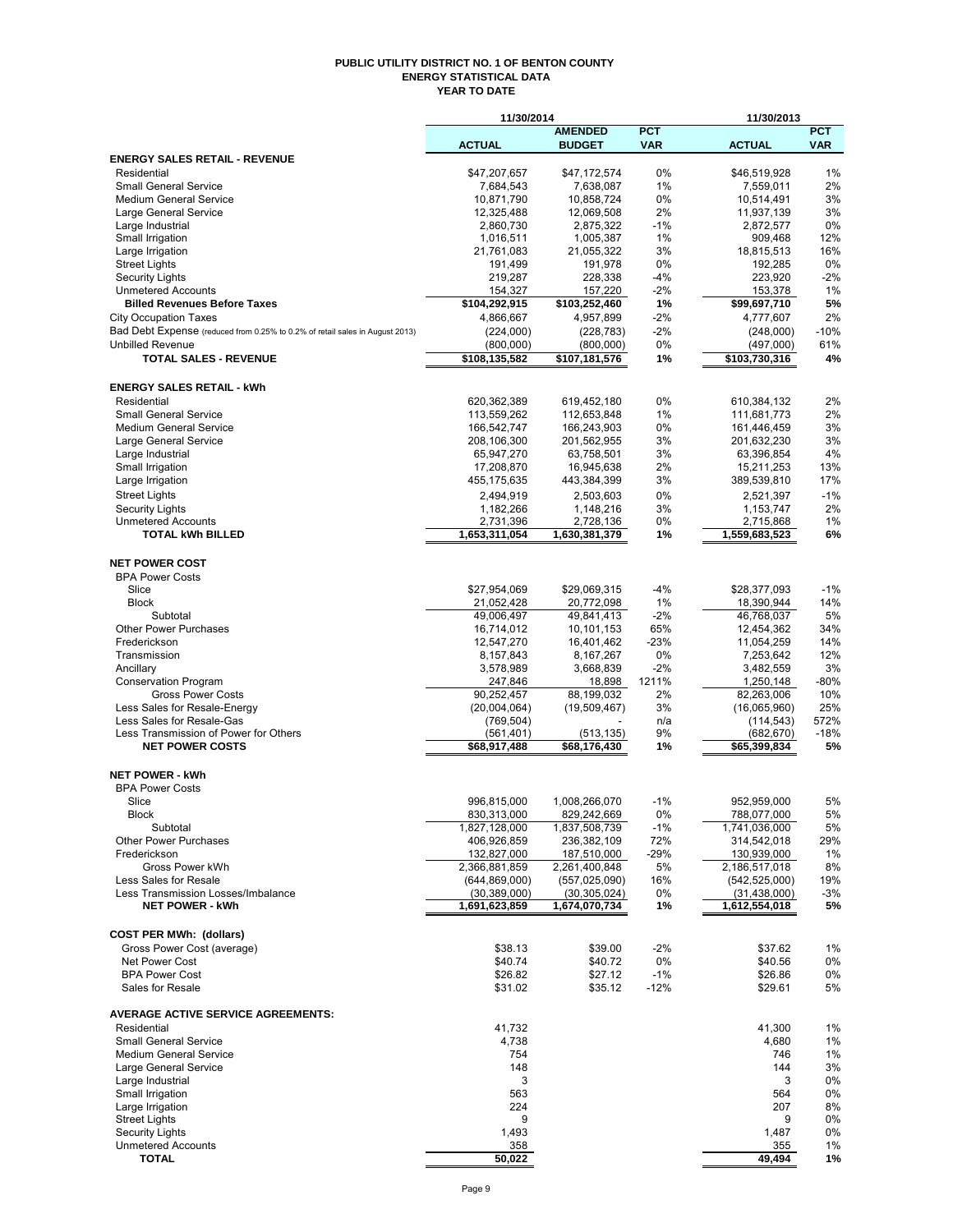# PUBLIC UTILITY DISTRICT NO. 1 OF BENTON COUNTY
## ENERGY STATISTICAL DATA
### YEAR TO DATE

| | 11/30/2014 | | | 11/30/2013 | |
|---|---|---|---|---|---|
| | ACTUAL | AMENDED BUDGET | PCT VAR | ACTUAL | PCT VAR |
| **ENERGY SALES RETAIL - REVENUE** | | | | | |
| Residential | $47,207,657 | $47,172,574 | 0% | $46,519,928 | 1% |
| Small General Service | 7,684,543 | 7,638,087 | 1% | 7,559,011 | 2% |
| Medium General Service | 10,871,790 | 10,858,724 | 0% | 10,514,491 | 3% |
| Large General Service | 12,325,488 | 12,069,508 | 2% | 11,937,139 | 3% |
| Large Industrial | 2,860,730 | 2,875,322 | -1% | 2,872,577 | 0% |
| Small Irrigation | 1,016,511 | 1,005,387 | 1% | 909,468 | 12% |
| Large Irrigation | 21,761,083 | 21,055,322 | 3% | 18,815,513 | 16% |
| Street Lights | 191,499 | 191,978 | 0% | 192,285 | 0% |
| Security Lights | 219,287 | 228,338 | -4% | 223,920 | -2% |
| Unmetered Accounts | 154,327 | 157,220 | -2% | 153,378 | 1% |
| **Billed Revenues Before Taxes** | **$104,292,915** | **$103,252,460** | **1%** | **$99,697,710** | **5%** |
| City Occupation Taxes | 4,866,667 | 4,957,899 | -2% | 4,777,607 | 2% |
| Bad Debt Expense (reduced from 0.25% to 0.2% of retail sales in August 2013) | (224,000) | (228,783) | -2% | (248,000) | -10% |
| Unbilled Revenue | (800,000) | (800,000) | 0% | (497,000) | 61% |
| **TOTAL SALES - REVENUE** | **$108,135,582** | **$107,181,576** | **1%** | **$103,730,316** | **4%** |
| | | | | | |
| **ENERGY SALES RETAIL - kWh** | | | | | |
| Residential | 620,362,389 | 619,452,180 | 0% | 610,384,132 | 2% |
| Small General Service | 113,559,262 | 112,653,848 | 1% | 111,681,773 | 2% |
| Medium General Service | 166,542,747 | 166,243,903 | 0% | 161,446,459 | 3% |
| Large General Service | 208,106,300 | 201,562,955 | 3% | 201,632,230 | 3% |
| Large Industrial | 65,947,270 | 63,758,501 | 3% | 63,396,854 | 4% |
| Small Irrigation | 17,208,870 | 16,945,638 | 2% | 15,211,253 | 13% |
| Large Irrigation | 455,175,635 | 443,384,399 | 3% | 389,539,810 | 17% |
| Street Lights | 2,494,919 | 2,503,603 | 0% | 2,521,397 | -1% |
| Security Lights | 1,182,266 | 1,148,216 | 3% | 1,153,747 | 2% |
| Unmetered Accounts | 2,731,396 | 2,728,136 | 0% | 2,715,868 | 1% |
| **TOTAL kWh BILLED** | **1,653,311,054** | **1,630,381,379** | **1%** | **1,559,683,523** | **6%** |
| | | | | | |
| **NET POWER COST** | | | | | |
| BPA Power Costs | | | | | |
| Slice | $27,954,069 | $29,069,315 | -4% | $28,377,093 | -1% |
| Block | 21,052,428 | 20,772,098 | 1% | 18,390,944 | 14% |
| Subtotal | 49,006,497 | 49,841,413 | -2% | 46,768,037 | 5% |
| Other Power Purchases | 16,714,012 | 10,101,153 | 65% | 12,454,362 | 34% |
| Frederickson | 12,547,270 | 16,401,462 | -23% | 11,054,259 | 14% |
| Transmission | 8,157,843 | 8,167,267 | 0% | 7,253,642 | 12% |
| Ancillary | 3,578,989 | 3,668,839 | -2% | 3,482,559 | 3% |
| Conservation Program | 247,846 | 18,898 | 1211% | 1,250,148 | -80% |
| Gross Power Costs | 90,252,457 | 88,199,032 | 2% | 82,263,006 | 10% |
| Less Sales for Resale-Energy | (20,004,064) | (19,509,467) | 3% | (16,065,960) | 25% |
| Less Sales for Resale-Gas | (769,504) | - | n/a | (114,543) | 572% |
| Less Transmission of Power for Others | (561,401) | (513,135) | 9% | (682,670) | -18% |
| **NET POWER COSTS** | **$68,917,488** | **$68,176,430** | **1%** | **$65,399,834** | **5%** |
| | | | | | |
| **NET POWER - kWh** | | | | | |
| BPA Power Costs | | | | | |
| Slice | 996,815,000 | 1,008,266,070 | -1% | 952,959,000 | 5% |
| Block | 830,313,000 | 829,242,669 | 0% | 788,077,000 | 5% |
| Subtotal | 1,827,128,000 | 1,837,508,739 | -1% | 1,741,036,000 | 5% |
| Other Power Purchases | 406,926,859 | 236,382,109 | 72% | 314,542,018 | 29% |
| Frederickson | 132,827,000 | 187,510,000 | -29% | 130,939,000 | 1% |
| Gross Power kWh | 2,366,881,859 | 2,261,400,848 | 5% | 2,186,517,018 | 8% |
| Less Sales for Resale | (644,869,000) | (557,025,090) | 16% | (542,525,000) | 19% |
| Less Transmission Losses/Imbalance | (30,389,000) | (30,305,024) | 0% | (31,438,000) | -3% |
| **NET POWER - kWh** | **1,691,623,859** | **1,674,070,734** | **1%** | **1,612,554,018** | **5%** |
| | | | | | |
| **COST PER MWh: (dollars)** | | | | | |
| Gross Power Cost (average) | $38.13 | $39.00 | -2% | $37.62 | 1% |
| Net Power Cost | $40.74 | $40.72 | 0% | $40.56 | 0% |
| BPA Power Cost | $26.82 | $27.12 | -1% | $26.86 | 0% |
| Sales for Resale | $31.02 | $35.12 | -12% | $29.61 | 5% |
| | | | | | |
| **AVERAGE ACTIVE SERVICE AGREEMENTS:** | | | | | |
| Residential | 41,732 | | | 41,300 | 1% |
| Small General Service | 4,738 | | | 4,680 | 1% |
| Medium General Service | 754 | | | 746 | 1% |
| Large General Service | 148 | | | 144 | 3% |
| Large Industrial | 3 | | | 3 | 0% |
| Small Irrigation | 563 | | | 564 | 0% |
| Large Irrigation | 224 | | | 207 | 8% |
| Street Lights | 9 | | | 9 | 0% |
| Security Lights | 1,493 | | | 1,487 | 0% |
| Unmetered Accounts | 358 | | | 355 | 1% |
| **TOTAL** | **50,022** | | | **49,494** | **1%** |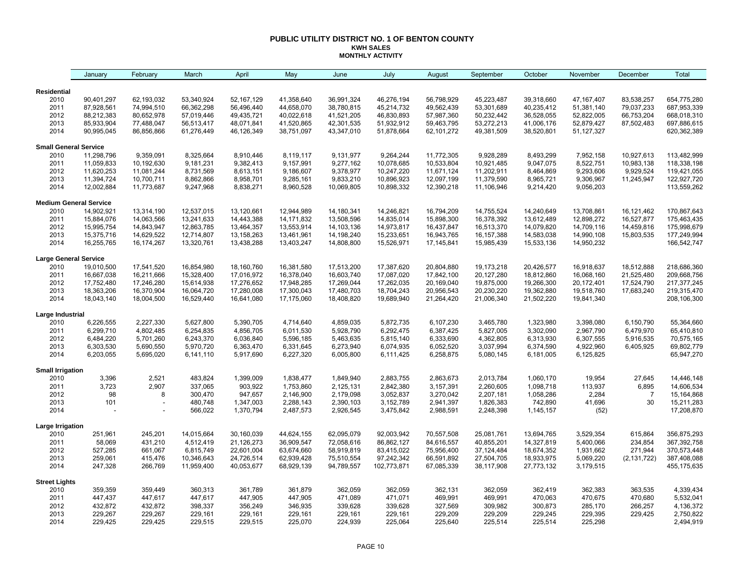# PUBLIC UTILITY DISTRICT NO. 1 OF BENTON COUNTY

## KWH SALES

### MONTHLY ACTIVITY

| | January | February | March | April | May | June | July | August | September | October | November | December | Total |
|---|---|---|---|---|---|---|---|---|---|---|---|---|---|
| **Residential** | | | | | | | | | | | | | |
| 2010 | 90,401,297 | 62,193,032 | 53,340,924 | 52,167,129 | 41,358,640 | 36,991,324 | 46,276,194 | 56,798,929 | 45,223,487 | 39,318,660 | 47,167,407 | 83,538,257 | 654,775,280 |
| 2011 | 87,928,561 | 74,994,510 | 66,362,298 | 56,496,440 | 44,658,070 | 38,780,815 | 45,214,732 | 49,562,439 | 53,301,689 | 40,235,412 | 51,381,140 | 79,037,233 | 687,953,339 |
| 2012 | 88,212,383 | 80,652,978 | 57,019,446 | 49,435,721 | 40,022,618 | 41,521,205 | 46,830,893 | 57,987,360 | 50,232,442 | 36,528,055 | 52,822,005 | 66,753,204 | 668,018,310 |
| 2013 | 85,933,904 | 77,488,047 | 56,513,417 | 48,071,841 | 41,520,865 | 42,301,535 | 51,932,912 | 59,463,795 | 53,272,213 | 41,006,176 | 52,879,427 | 87,502,483 | 697,886,615 |
| 2014 | 90,995,045 | 86,856,866 | 61,276,449 | 46,126,349 | 38,751,097 | 43,347,010 | 51,878,664 | 62,101,272 | 49,381,509 | 38,520,801 | 51,127,327 | | 620,362,389 |
| **Small General Service** | | | | | | | | | | | | | |
| 2010 | 11,298,796 | 9,359,091 | 8,325,664 | 8,910,446 | 8,119,117 | 9,131,977 | 9,264,244 | 11,772,305 | 9,928,289 | 8,493,299 | 7,952,158 | 10,927,613 | 113,482,999 |
| 2011 | 11,059,833 | 10,192,630 | 9,181,231 | 9,382,413 | 9,157,991 | 9,277,162 | 10,078,685 | 10,533,804 | 10,921,485 | 9,047,075 | 8,522,751 | 10,983,138 | 118,338,198 |
| 2012 | 11,620,253 | 11,081,244 | 8,731,569 | 8,613,151 | 9,186,607 | 9,378,977 | 10,247,220 | 11,671,124 | 11,202,911 | 8,464,869 | 9,293,606 | 9,929,524 | 119,421,055 |
| 2013 | 11,394,724 | 10,700,711 | 8,862,866 | 8,958,701 | 9,285,161 | 9,833,210 | 10,896,923 | 12,097,199 | 11,379,590 | 8,965,721 | 9,306,967 | 11,245,947 | 122,927,720 |
| 2014 | 12,002,884 | 11,773,687 | 9,247,968 | 8,838,271 | 8,960,528 | 10,069,805 | 10,898,332 | 12,390,218 | 11,106,946 | 9,214,420 | 9,056,203 | | 113,559,262 |
| **Medium General Service** | | | | | | | | | | | | | |
| 2010 | 14,902,921 | 13,314,190 | 12,537,015 | 13,120,661 | 12,944,989 | 14,180,341 | 14,246,821 | 16,794,209 | 14,755,524 | 14,240,649 | 13,708,861 | 16,121,462 | 170,867,643 |
| 2011 | 15,884,076 | 14,063,566 | 13,241,633 | 14,443,388 | 14,171,832 | 13,508,596 | 14,835,014 | 15,898,300 | 16,378,392 | 13,612,489 | 12,898,272 | 16,527,877 | 175,463,435 |
| 2012 | 15,995,754 | 14,843,947 | 12,863,785 | 13,464,357 | 13,553,914 | 14,103,136 | 14,973,817 | 16,437,847 | 16,513,370 | 14,079,820 | 14,709,116 | 14,459,816 | 175,998,679 |
| 2013 | 15,375,716 | 14,629,522 | 12,714,807 | 13,158,263 | 13,461,961 | 14,198,240 | 15,233,651 | 16,943,765 | 16,157,388 | 14,583,038 | 14,990,108 | 15,803,535 | 177,249,994 |
| 2014 | 16,255,765 | 16,174,267 | 13,320,761 | 13,438,288 | 13,403,247 | 14,808,800 | 15,526,971 | 17,145,841 | 15,985,439 | 15,533,136 | 14,950,232 | | 166,542,747 |
| **Large General Service** | | | | | | | | | | | | | |
| 2010 | 19,010,500 | 17,541,520 | 16,854,980 | 18,160,760 | 16,381,580 | 17,513,200 | 17,387,620 | 20,804,880 | 19,173,218 | 20,426,577 | 16,918,637 | 18,512,888 | 218,686,360 |
| 2011 | 16,667,038 | 16,211,666 | 15,328,400 | 17,016,972 | 16,378,040 | 16,603,740 | 17,087,020 | 17,842,100 | 20,127,280 | 18,812,860 | 16,068,160 | 21,525,480 | 209,668,756 |
| 2012 | 17,752,480 | 17,246,280 | 15,614,938 | 17,276,652 | 17,948,285 | 17,269,044 | 17,262,035 | 20,169,040 | 19,875,000 | 19,266,300 | 20,172,401 | 17,524,790 | 217,377,245 |
| 2013 | 18,363,206 | 16,370,904 | 16,064,720 | 17,280,008 | 17,300,043 | 17,480,703 | 18,704,243 | 20,956,543 | 20,230,220 | 19,362,880 | 19,518,760 | 17,683,240 | 219,315,470 |
| 2014 | 18,043,140 | 18,004,500 | 16,529,440 | 16,641,080 | 17,175,060 | 18,408,820 | 19,689,940 | 21,264,420 | 21,006,340 | 21,502,220 | 19,841,340 | | 208,106,300 |
| **Large Industrial** | | | | | | | | | | | | | |
| 2010 | 6,226,555 | 2,227,330 | 5,627,800 | 5,390,705 | 4,714,640 | 4,859,035 | 5,872,735 | 6,107,230 | 3,465,780 | 1,323,980 | 3,398,080 | 6,150,790 | 55,364,660 |
| 2011 | 6,299,710 | 4,802,485 | 6,254,835 | 4,856,705 | 6,011,530 | 5,928,790 | 6,292,475 | 6,387,425 | 5,827,005 | 3,302,090 | 2,967,790 | 6,479,970 | 65,410,810 |
| 2012 | 6,484,220 | 5,701,260 | 6,243,370 | 6,036,840 | 5,596,185 | 5,463,635 | 5,815,140 | 6,333,690 | 4,362,805 | 6,313,930 | 6,307,555 | 5,916,535 | 70,575,165 |
| 2013 | 6,303,530 | 5,690,550 | 5,970,720 | 6,363,470 | 6,331,645 | 6,273,940 | 6,074,935 | 6,052,520 | 3,037,994 | 6,374,590 | 4,922,960 | 6,405,925 | 69,802,779 |
| 2014 | 6,203,055 | 5,695,020 | 6,141,110 | 5,917,690 | 6,227,320 | 6,005,800 | 6,111,425 | 6,258,875 | 5,080,145 | 6,181,005 | 6,125,825 | | 65,947,270 |
| **Small Irrigation** | | | | | | | | | | | | | |
| 2010 | 3,396 | 2,521 | 483,824 | 1,399,009 | 1,838,477 | 1,849,940 | 2,883,755 | 2,863,673 | 2,013,784 | 1,060,170 | 19,954 | 27,645 | 14,446,148 |
| 2011 | 3,723 | 2,907 | 337,065 | 903,922 | 1,753,860 | 2,125,131 | 2,842,380 | 3,157,391 | 2,260,605 | 1,098,718 | 113,937 | 6,895 | 14,606,534 |
| 2012 | 98 | 8 | 300,470 | 947,657 | 2,146,900 | 2,179,098 | 3,052,837 | 3,270,042 | 2,207,181 | 1,058,286 | 2,284 | 7 | 15,164,868 |
| 2013 | 101 | - | 480,748 | 1,347,003 | 2,288,143 | 2,390,103 | 3,152,789 | 2,941,397 | 1,826,383 | 742,890 | 41,696 | 30 | 15,211,283 |
| 2014 | - | - | 566,022 | 1,370,794 | 2,487,573 | 2,926,545 | 3,475,842 | 2,988,591 | 2,248,398 | 1,145,157 | (52) | | 17,208,870 |
| **Large Irrigation** | | | | | | | | | | | | | |
| 2010 | 251,961 | 245,201 | 14,015,664 | 30,160,039 | 44,624,155 | 62,095,079 | 92,003,942 | 70,557,508 | 25,081,761 | 13,694,765 | 3,529,354 | 615,864 | 356,875,293 |
| 2011 | 58,069 | 431,210 | 4,512,419 | 21,126,273 | 36,909,547 | 72,058,616 | 86,862,127 | 84,616,557 | 40,855,201 | 14,327,819 | 5,400,066 | 234,854 | 367,392,758 |
| 2012 | 527,285 | 661,067 | 6,815,749 | 22,601,004 | 63,674,660 | 58,919,819 | 83,415,022 | 75,956,400 | 37,124,484 | 18,674,352 | 1,931,662 | 271,944 | 370,573,448 |
| 2013 | 259,061 | 415,476 | 10,346,643 | 24,726,514 | 62,939,428 | 75,510,554 | 97,242,342 | 66,591,892 | 27,504,705 | 18,933,975 | 5,069,220 | (2,131,722) | 387,408,088 |
| 2014 | 247,328 | 266,769 | 11,959,400 | 40,053,677 | 68,929,139 | 94,789,557 | 102,773,871 | 67,085,339 | 38,117,908 | 27,773,132 | 3,179,515 | | 455,175,635 |
| **Street Lights** | | | | | | | | | | | | | |
| 2010 | 359,359 | 359,449 | 360,313 | 361,789 | 361,879 | 362,059 | 362,059 | 362,131 | 362,059 | 362,419 | 362,383 | 363,535 | 4,339,434 |
| 2011 | 447,437 | 447,617 | 447,617 | 447,905 | 447,905 | 471,089 | 471,071 | 469,991 | 469,991 | 470,063 | 470,675 | 470,680 | 5,532,041 |
| 2012 | 432,872 | 432,872 | 398,337 | 356,249 | 346,935 | 339,628 | 339,628 | 327,569 | 309,982 | 300,873 | 285,170 | 266,257 | 4,136,372 |
| 2013 | 229,267 | 229,267 | 229,161 | 229,161 | 229,161 | 229,161 | 229,161 | 229,209 | 229,209 | 229,245 | 229,395 | 229,425 | 2,750,822 |
| 2014 | 229,425 | 229,425 | 229,515 | 229,515 | 225,070 | 224,939 | 225,064 | 225,640 | 225,514 | 225,514 | 225,298 | | 2,494,919 |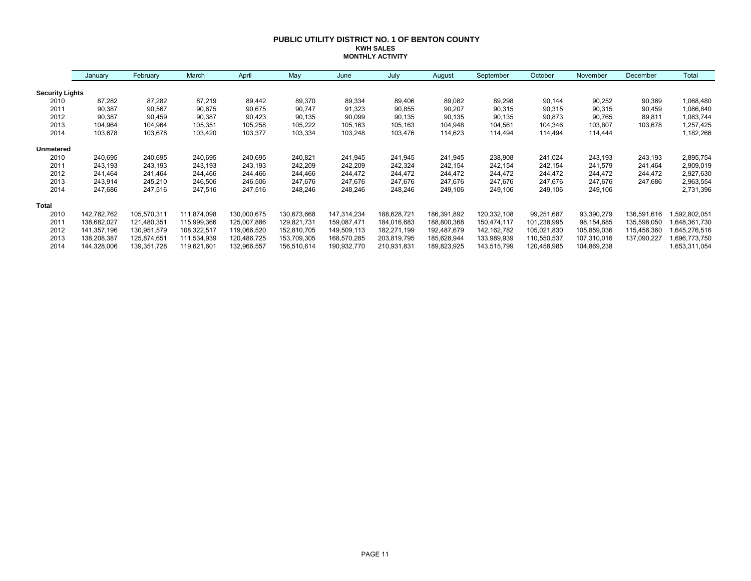# PUBLIC UTILITY DISTRICT NO. 1 OF BENTON COUNTY

## KWH SALES

## MONTHLY ACTIVITY

| | January | February | March | April | May | June | July | August | September | October | November | December | Total |
|---|---|---|---|---|---|---|---|---|---|---|---|---|---|
| **Security Lights** | | | | | | | | | | | | | |
| 2010 | 87,282 | 87,282 | 87,219 | 89,442 | 89,370 | 89,334 | 89,406 | 89,082 | 89,298 | 90,144 | 90,252 | 90,369 | 1,068,480 |
| 2011 | 90,387 | 90,567 | 90,675 | 90,675 | 90,747 | 91,323 | 90,855 | 90,207 | 90,315 | 90,315 | 90,315 | 90,459 | 1,086,840 |
| 2012 | 90,387 | 90,459 | 90,387 | 90,423 | 90,135 | 90,099 | 90,135 | 90,135 | 90,135 | 90,873 | 90,765 | 89,811 | 1,083,744 |
| 2013 | 104,964 | 104,964 | 105,351 | 105,258 | 105,222 | 105,163 | 105,163 | 104,948 | 104,561 | 104,346 | 103,807 | 103,678 | 1,257,425 |
| 2014 | 103,678 | 103,678 | 103,420 | 103,377 | 103,334 | 103,248 | 103,476 | 114,623 | 114,494 | 114,494 | 114,444 | | 1,182,266 |
| **Unmetered** | | | | | | | | | | | | | |
| 2010 | 240,695 | 240,695 | 240,695 | 240,695 | 240,821 | 241,945 | 241,945 | 241,945 | 238,908 | 241,024 | 243,193 | 243,193 | 2,895,754 |
| 2011 | 243,193 | 243,193 | 243,193 | 243,193 | 242,209 | 242,209 | 242,324 | 242,154 | 242,154 | 242,154 | 241,579 | 241,464 | 2,909,019 |
| 2012 | 241,464 | 241,464 | 244,466 | 244,466 | 244,466 | 244,472 | 244,472 | 244,472 | 244,472 | 244,472 | 244,472 | 244,472 | 2,927,630 |
| 2013 | 243,914 | 245,210 | 246,506 | 246,506 | 247,676 | 247,676 | 247,676 | 247,676 | 247,676 | 247,676 | 247,676 | 247,686 | 2,963,554 |
| 2014 | 247,686 | 247,516 | 247,516 | 247,516 | 248,246 | 248,246 | 248,246 | 249,106 | 249,106 | 249,106 | 249,106 | | 2,731,396 |
| **Total** | | | | | | | | | | | | | |
| 2010 | 142,782,762 | 105,570,311 | 111,874,098 | 130,000,675 | 130,673,668 | 147,314,234 | 188,628,721 | 186,391,892 | 120,332,108 | 99,251,687 | 93,390,279 | 136,591,616 | 1,592,802,051 |
| 2011 | 138,682,027 | 121,480,351 | 115,999,366 | 125,007,886 | 129,821,731 | 159,087,471 | 184,016,683 | 188,800,368 | 150,474,117 | 101,238,995 | 98,154,685 | 135,598,050 | 1,648,361,730 |
| 2012 | 141,357,196 | 130,951,579 | 108,322,517 | 119,066,520 | 152,810,705 | 149,509,113 | 182,271,199 | 192,487,679 | 142,162,782 | 105,021,830 | 105,859,036 | 115,456,360 | 1,645,276,516 |
| 2013 | 138,208,387 | 125,874,651 | 111,534,939 | 120,486,725 | 153,709,305 | 168,570,285 | 203,819,795 | 185,628,944 | 133,989,939 | 110,550,537 | 107,310,016 | 137,090,227 | 1,696,773,750 |
| 2014 | 144,328,006 | 139,351,728 | 119,621,601 | 132,966,557 | 156,510,614 | 190,932,770 | 210,931,831 | 189,823,925 | 143,515,799 | 120,458,985 | 104,869,238 | | 1,653,311,054 |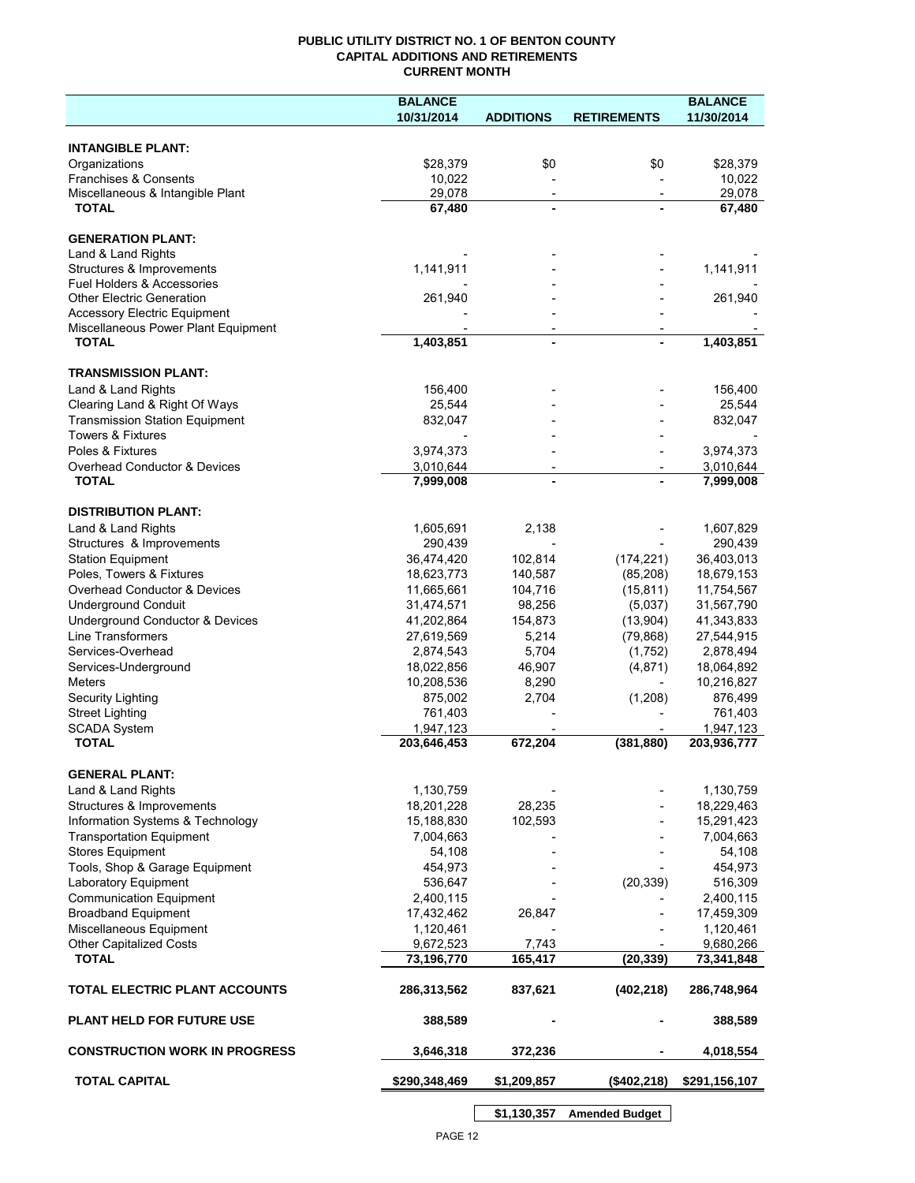# PUBLIC UTILITY DISTRICT NO. 1 OF BENTON COUNTY
## CAPITAL ADDITIONS AND RETIREMENTS
### CURRENT MONTH

| | BALANCE 10/31/2014 | ADDITIONS | RETIREMENTS | BALANCE 11/30/2014 |
|---|---|---|---|---|
| **INTANGIBLE PLANT:** | | | | |
| Organizations | $28,379 | $0 | $0 | $28,379 |
| Franchises & Consents | 10,022 | - | - | 10,022 |
| Miscellaneous & Intangible Plant | 29,078 | - | - | 29,078 |
| **TOTAL** | **67,480** | **-** | **-** | **67,480** |
| **GENERATION PLANT:** | | | | |
| Land & Land Rights | - | - | - | - |
| Structures & Improvements | 1,141,911 | - | - | 1,141,911 |
| Fuel Holders & Accessories | - | - | - | - |
| Other Electric Generation | 261,940 | - | - | 261,940 |
| Accessory Electric Equipment | - | - | - | - |
| Miscellaneous Power Plant Equipment | - | - | - | - |
| **TOTAL** | **1,403,851** | **-** | **-** | **1,403,851** |
| **TRANSMISSION PLANT:** | | | | |
| Land & Land Rights | 156,400 | - | - | 156,400 |
| Clearing Land & Right Of Ways | 25,544 | - | - | 25,544 |
| Transmission Station Equipment | 832,047 | - | - | 832,047 |
| Towers & Fixtures | - | - | - | - |
| Poles & Fixtures | 3,974,373 | - | - | 3,974,373 |
| Overhead Conductor & Devices | 3,010,644 | - | - | 3,010,644 |
| **TOTAL** | **7,999,008** | **-** | **-** | **7,999,008** |
| **DISTRIBUTION PLANT:** | | | | |
| Land & Land Rights | 1,605,691 | 2,138 | - | 1,607,829 |
| Structures & Improvements | 290,439 | - | - | 290,439 |
| Station Equipment | 36,474,420 | 102,814 | (174,221) | 36,403,013 |
| Poles, Towers & Fixtures | 18,623,773 | 140,587 | (85,208) | 18,679,153 |
| Overhead Conductor & Devices | 11,665,661 | 104,716 | (15,811) | 11,754,567 |
| Underground Conduit | 31,474,571 | 98,256 | (5,037) | 31,567,790 |
| Underground Conductor & Devices | 41,202,864 | 154,873 | (13,904) | 41,343,833 |
| Line Transformers | 27,619,569 | 5,214 | (79,868) | 27,544,915 |
| Services-Overhead | 2,874,543 | 5,704 | (1,752) | 2,878,494 |
| Services-Underground | 18,022,856 | 46,907 | (4,871) | 18,064,892 |
| Meters | 10,208,536 | 8,290 | - | 10,216,827 |
| Security Lighting | 875,002 | 2,704 | (1,208) | 876,499 |
| Street Lighting | 761,403 | - | - | 761,403 |
| SCADA System | 1,947,123 | - | - | 1,947,123 |
| **TOTAL** | **203,646,453** | **672,204** | **(381,880)** | **203,936,777** |
| **GENERAL PLANT:** | | | | |
| Land & Land Rights | 1,130,759 | - | - | 1,130,759 |
| Structures & Improvements | 18,201,228 | 28,235 | - | 18,229,463 |
| Information Systems & Technology | 15,188,830 | 102,593 | - | 15,291,423 |
| Transportation Equipment | 7,004,663 | - | - | 7,004,663 |
| Stores Equipment | 54,108 | - | - | 54,108 |
| Tools, Shop & Garage Equipment | 454,973 | - | - | 454,973 |
| Laboratory Equipment | 536,647 | - | (20,339) | 516,309 |
| Communication Equipment | 2,400,115 | - | - | 2,400,115 |
| Broadband Equipment | 17,432,462 | 26,847 | - | 17,459,309 |
| Miscellaneous Equipment | 1,120,461 | - | - | 1,120,461 |
| Other Capitalized Costs | 9,672,523 | 7,743 | - | 9,680,266 |
| **TOTAL** | **73,196,770** | **165,417** | **(20,339)** | **73,341,848** |
| **TOTAL ELECTRIC PLANT ACCOUNTS** | **286,313,562** | **837,621** | **(402,218)** | **286,748,964** |
| **PLANT HELD FOR FUTURE USE** | **388,589** | **-** | **-** | **388,589** |
| **CONSTRUCTION WORK IN PROGRESS** | **3,646,318** | **372,236** | **-** | **4,018,554** |
| **TOTAL CAPITAL** | **$290,348,469** | **$1,209,857** | **($402,218)** | **$291,156,107** |

| $1,130,357 | Amended Budget |
|---|---|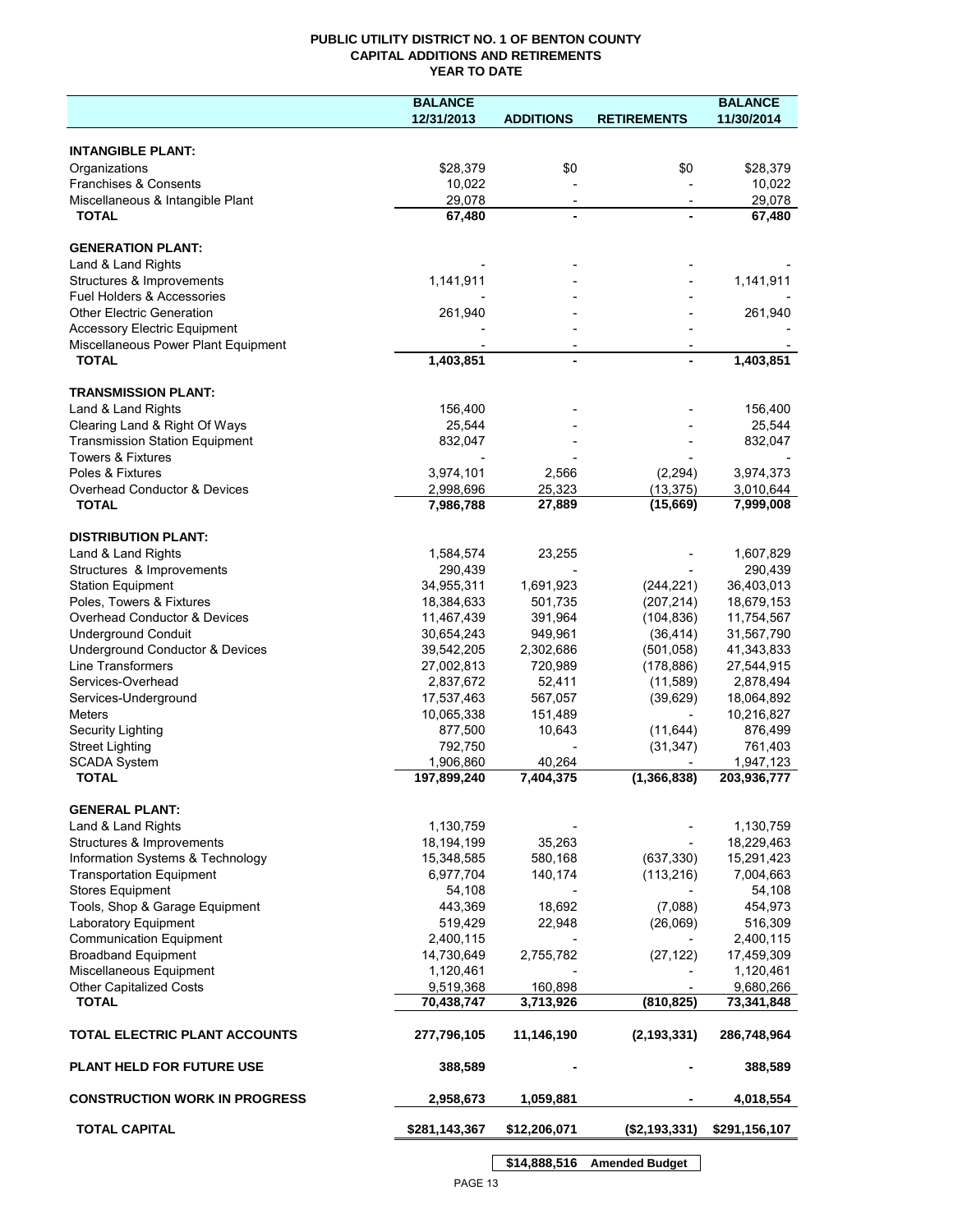# PUBLIC UTILITY DISTRICT NO. 1 OF BENTON COUNTY
## CAPITAL ADDITIONS AND RETIREMENTS
### YEAR TO DATE

| | BALANCE 12/31/2013 | ADDITIONS | RETIREMENTS | BALANCE 11/30/2014 |
|---|---|---|---|---|
| **INTANGIBLE PLANT:** | | | | |
| Organizations | $28,379 | $0 | $0 | $28,379 |
| Franchises & Consents | 10,022 | - | - | 10,022 |
| Miscellaneous & Intangible Plant | 29,078 | - | - | 29,078 |
| **TOTAL** | **67,480** | **-** | **-** | **67,480** |
| **GENERATION PLANT:** | | | | |
| Land & Land Rights | - | - | - | - |
| Structures & Improvements | 1,141,911 | - | - | 1,141,911 |
| Fuel Holders & Accessories | - | - | - | - |
| Other Electric Generation | 261,940 | - | - | 261,940 |
| Accessory Electric Equipment | - | - | - | - |
| Miscellaneous Power Plant Equipment | - | - | - | - |
| **TOTAL** | **1,403,851** | **-** | **-** | **1,403,851** |
| **TRANSMISSION PLANT:** | | | | |
| Land & Land Rights | 156,400 | - | - | 156,400 |
| Clearing Land & Right Of Ways | 25,544 | - | - | 25,544 |
| Transmission Station Equipment | 832,047 | - | - | 832,047 |
| Towers & Fixtures | - | - | - | - |
| Poles & Fixtures | 3,974,101 | 2,566 | (2,294) | 3,974,373 |
| Overhead Conductor & Devices | 2,998,696 | 25,323 | (13,375) | 3,010,644 |
| **TOTAL** | **7,986,788** | **27,889** | **(15,669)** | **7,999,008** |
| **DISTRIBUTION PLANT:** | | | | |
| Land & Land Rights | 1,584,574 | 23,255 | - | 1,607,829 |
| Structures & Improvements | 290,439 | - | - | 290,439 |
| Station Equipment | 34,955,311 | 1,691,923 | (244,221) | 36,403,013 |
| Poles, Towers & Fixtures | 18,384,633 | 501,735 | (207,214) | 18,679,153 |
| Overhead Conductor & Devices | 11,467,439 | 391,964 | (104,836) | 11,754,567 |
| Underground Conduit | 30,654,243 | 949,961 | (36,414) | 31,567,790 |
| Underground Conductor & Devices | 39,542,205 | 2,302,686 | (501,058) | 41,343,833 |
| Line Transformers | 27,002,813 | 720,989 | (178,886) | 27,544,915 |
| Services-Overhead | 2,837,672 | 52,411 | (11,589) | 2,878,494 |
| Services-Underground | 17,537,463 | 567,057 | (39,629) | 18,064,892 |
| Meters | 10,065,338 | 151,489 | - | 10,216,827 |
| Security Lighting | 877,500 | 10,643 | (11,644) | 876,499 |
| Street Lighting | 792,750 | - | (31,347) | 761,403 |
| SCADA System | 1,906,860 | 40,264 | - | 1,947,123 |
| **TOTAL** | **197,899,240** | **7,404,375** | **(1,366,838)** | **203,936,777** |
| **GENERAL PLANT:** | | | | |
| Land & Land Rights | 1,130,759 | - | - | 1,130,759 |
| Structures & Improvements | 18,194,199 | 35,263 | - | 18,229,463 |
| Information Systems & Technology | 15,348,585 | 580,168 | (637,330) | 15,291,423 |
| Transportation Equipment | 6,977,704 | 140,174 | (113,216) | 7,004,663 |
| Stores Equipment | 54,108 | - | - | 54,108 |
| Tools, Shop & Garage Equipment | 443,369 | 18,692 | (7,088) | 454,973 |
| Laboratory Equipment | 519,429 | 22,948 | (26,069) | 516,309 |
| Communication Equipment | 2,400,115 | - | - | 2,400,115 |
| Broadband Equipment | 14,730,649 | 2,755,782 | (27,122) | 17,459,309 |
| Miscellaneous Equipment | 1,120,461 | - | - | 1,120,461 |
| Other Capitalized Costs | 9,519,368 | 160,898 | - | 9,680,266 |
| **TOTAL** | **70,438,747** | **3,713,926** | **(810,825)** | **73,341,848** |
| **TOTAL ELECTRIC PLANT ACCOUNTS** | **277,796,105** | **11,146,190** | **(2,193,331)** | **286,748,964** |
| **PLANT HELD FOR FUTURE USE** | **388,589** | **-** | **-** | **388,589** |
| **CONSTRUCTION WORK IN PROGRESS** | **2,958,673** | **1,059,881** | **-** | **4,018,554** |
| **TOTAL CAPITAL** | **$281,143,367** | **$12,206,071** | **($2,193,331)** | **$291,156,107** |

| **$14,888,516** | **Amended Budget** |
|---|---|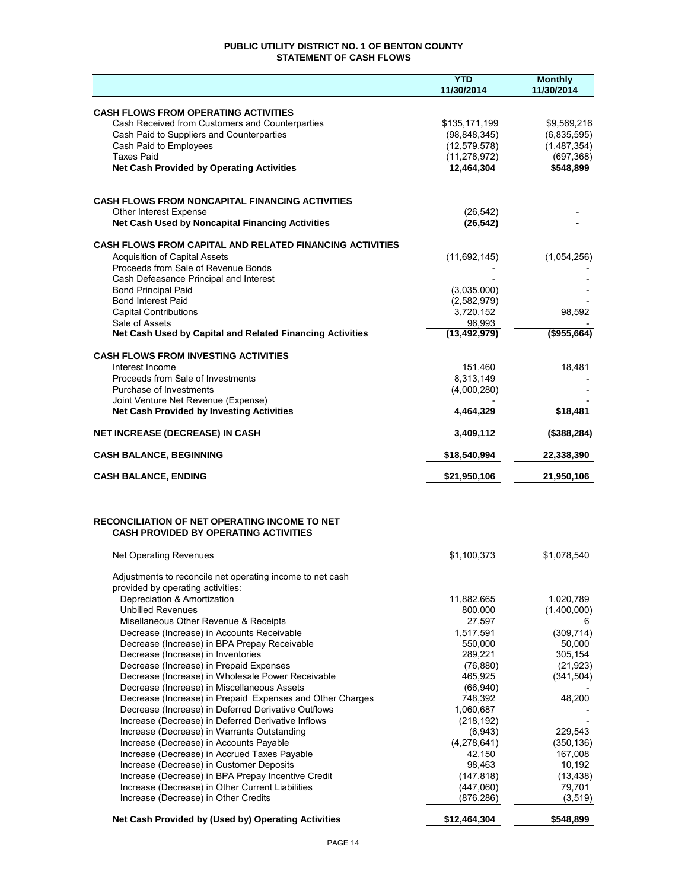# PUBLIC UTILITY DISTRICT NO. 1 OF BENTON COUNTY
## STATEMENT OF CASH FLOWS

| | YTD 11/30/2014 | Monthly 11/30/2014 |
|---|---|---|
| **CASH FLOWS FROM OPERATING ACTIVITIES** | | |
| Cash Received from Customers and Counterparties | $135,171,199 | $9,569,216 |
| Cash Paid to Suppliers and Counterparties | (98,848,345) | (6,835,595) |
| Cash Paid to Employees | (12,579,578) | (1,487,354) |
| Taxes Paid | (11,278,972) | (697,368) |
| **Net Cash Provided by Operating Activities** | **12,464,304** | **$548,899** |
| | | |
| **CASH FLOWS FROM NONCAPITAL FINANCING ACTIVITIES** | | |
| Other Interest Expense | (26,542) | - |
| **Net Cash Used by Noncapital Financing Activities** | **(26,542)** | **-** |
| | | |
| **CASH FLOWS FROM CAPITAL AND RELATED FINANCING ACTIVITIES** | | |
| Acquisition of Capital Assets | (11,692,145) | (1,054,256) |
| Proceeds from Sale of Revenue Bonds | - | - |
| Cash Defeasance Principal and Interest | - | - |
| Bond Principal Paid | (3,035,000) | - |
| Bond Interest Paid | (2,582,979) | - |
| Capital Contributions | 3,720,152 | 98,592 |
| Sale of Assets | 96,993 | - |
| **Net Cash Used by Capital and Related Financing Activities** | **(13,492,979)** | **($955,664)** |
| | | |
| **CASH FLOWS FROM INVESTING ACTIVITIES** | | |
| Interest Income | 151,460 | 18,481 |
| Proceeds from Sale of Investments | 8,313,149 | - |
| Purchase of Investments | (4,000,280) | - |
| Joint Venture Net Revenue (Expense) | - | - |
| **Net Cash Provided by Investing Activities** | **4,464,329** | **$18,481** |
| | | |
| **NET INCREASE (DECREASE) IN CASH** | **3,409,112** | **($388,284)** |
| | | |
| **CASH BALANCE, BEGINNING** | **$18,540,994** | **22,338,390** |
| | | |
| **CASH BALANCE, ENDING** | **$21,950,106** | **21,950,106** |

## RECONCILIATION OF NET OPERATING INCOME TO NET CASH PROVIDED BY OPERATING ACTIVITIES

| | YTD 11/30/2014 | Monthly 11/30/2014 |
|---|---|---|
| Net Operating Revenues | $1,100,373 | $1,078,540 |
| Adjustments to reconcile net operating income to net cash provided by operating activities: | | |
| Depreciation & Amortization | 11,882,665 | 1,020,789 |
| Unbilled Revenues | 800,000 | (1,400,000) |
| Misellaneous Other Revenue & Receipts | 27,597 | 6 |
| Decrease (Increase) in Accounts Receivable | 1,517,591 | (309,714) |
| Decrease (Increase) in BPA Prepay Receivable | 550,000 | 50,000 |
| Decrease (Increase) in Inventories | 289,221 | 305,154 |
| Decrease (Increase) in Prepaid Expenses | (76,880) | (21,923) |
| Decrease (Increase) in Wholesale Power Receivable | 465,925 | (341,504) |
| Decrease (Increase) in Miscellaneous Assets | (66,940) | - |
| Decrease (Increase) in Prepaid Expenses and Other Charges | 748,392 | 48,200 |
| Decrease (Increase) in Deferred Derivative Outflows | 1,060,687 | - |
| Increase (Decrease) in Deferred Derivative Inflows | (218,192) | - |
| Increase (Decrease) in Warrants Outstanding | (6,943) | 229,543 |
| Increase (Decrease) in Accounts Payable | (4,278,641) | (350,136) |
| Increase (Decrease) in Accrued Taxes Payable | 42,150 | 167,008 |
| Increase (Decrease) in Customer Deposits | 98,463 | 10,192 |
| Increase (Decrease) in BPA Prepay Incentive Credit | (147,818) | (13,438) |
| Increase (Decrease) in Other Current Liabilities | (447,060) | 79,701 |
| Increase (Decrease) in Other Credits | (876,286) | (3,519) |
| **Net Cash Provided by (Used by) Operating Activities** | **$12,464,304** | **$548,899** |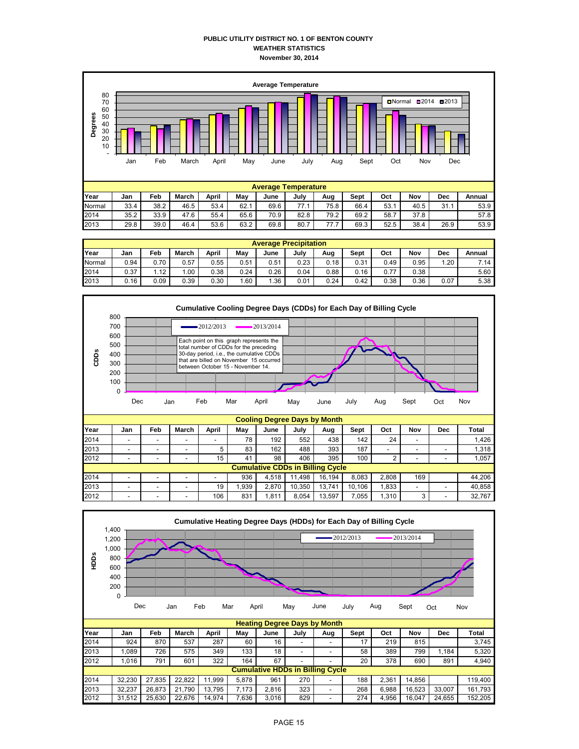# PUBLIC UTILITY DISTRICT NO. 1 OF BENTON COUNTY
## WEATHER STATISTICS
### November 30, 2014

**Average Temperature**

| Year | Jan | Feb | March | April | May | June | July | Aug | Sept | Oct | Nov | Dec | Annual |
|---|---|---|---|---|---|---|---|---|---|---|---|---|---|
| Normal | 33.4 | 38.2 | 46.5 | 53.4 | 62.1 | 69.6 | 77.1 | 75.8 | 66.4 | 53.1 | 40.5 | 31.1 | 53.9 |
| 2014 | 35.2 | 33.9 | 47.6 | 55.4 | 65.6 | 70.9 | 82.8 | 79.2 | 69.2 | 58.7 | 37.8 | | 57.8 |
| 2013 | 29.8 | 39.0 | 46.4 | 53.6 | 63.2 | 69.8 | 80.7 | 77.7 | 69.3 | 52.5 | 38.4 | 26.9 | 53.9 |

**Average Precipitation**

| Year | Jan | Feb | March | April | May | June | July | Aug | Sept | Oct | Nov | Dec | Annual |
|---|---|---|---|---|---|---|---|---|---|---|---|---|---|
| Normal | 0.94 | 0.70 | 0.57 | 0.55 | 0.51 | 0.51 | 0.23 | 0.18 | 0.31 | 0.49 | 0.95 | 1.20 | 7.14 |
| 2014 | 0.37 | 1.12 | 1.00 | 0.38 | 0.24 | 0.26 | 0.04 | 0.88 | 0.16 | 0.77 | 0.38 | | 5.60 |
| 2013 | 0.16 | 0.09 | 0.39 | 0.30 | 1.60 | 1.36 | 0.01 | 0.24 | 0.42 | 0.38 | 0.36 | 0.07 | 5.38 |

**Cumulative Cooling Degree Days (CDDs) for Each Day of Billing Cycle**

Each point on this graph represents the total number of CDDs for the preceding 30-day period, i.e., the cumulative CDDs that are billed on November 15 occurred between October 15 - November 14.

**Cooling Degree Days by Month**

| Year | Jan | Feb | March | April | May | June | July | Aug | Sept | Oct | Nov | Dec | Total |
|---|---|---|---|---|---|---|---|---|---|---|---|---|---|
| 2014 | - | - | - | - | 78 | 192 | 552 | 438 | 142 | 24 | - | | 1,426 |
| 2013 | - | - | - | 5 | 83 | 162 | 488 | 393 | 187 | - | - | - | 1,318 |
| 2012 | - | - | - | 15 | 41 | 98 | 406 | 395 | 100 | 2 | - | - | 1,057 |
| **Cumulative CDDs in Billing Cycle** | | | | | | | | | | | | | |
| 2014 | - | - | - | - | 936 | 4,518 | 11,498 | 16,194 | 8,083 | 2,808 | 169 | | 44,206 |
| 2013 | - | - | - | 19 | 1,939 | 2,870 | 10,350 | 13,741 | 10,106 | 1,833 | - | - | 40,858 |
| 2012 | - | - | - | 106 | 831 | 1,811 | 8,054 | 13,597 | 7,055 | 1,310 | 3 | - | 32,767 |

**Cumulative Heating Degree Days (HDDs) for Each Day of Billing Cycle**

**Heating Degree Days by Month**

| Year | Jan | Feb | March | April | May | June | July | Aug | Sept | Oct | Nov | Dec | Total |
|---|---|---|---|---|---|---|---|---|---|---|---|---|---|
| 2014 | 924 | 870 | 537 | 287 | 60 | 16 | - | - | 17 | 219 | 815 | | 3,745 |
| 2013 | 1,089 | 726 | 575 | 349 | 133 | 18 | - | - | 58 | 389 | 799 | 1,184 | 5,320 |
| 2012 | 1,016 | 791 | 601 | 322 | 164 | 67 | - | - | 20 | 378 | 690 | 891 | 4,940 |
| **Cumulative HDDs in Billing Cycle** | | | | | | | | | | | | | |
| 2014 | 32,230 | 27,835 | 22,822 | 11,999 | 5,878 | 961 | 270 | - | 188 | 2,361 | 14,856 | | 119,400 |
| 2013 | 32,237 | 26,873 | 21,790 | 13,795 | 7,173 | 2,816 | 323 | - | 268 | 6,988 | 16,523 | 33,007 | 161,793 |
| 2012 | 31,512 | 25,630 | 22,676 | 14,974 | 7,636 | 3,016 | 829 | - | 274 | 4,956 | 16,047 | 24,655 | 152,205 |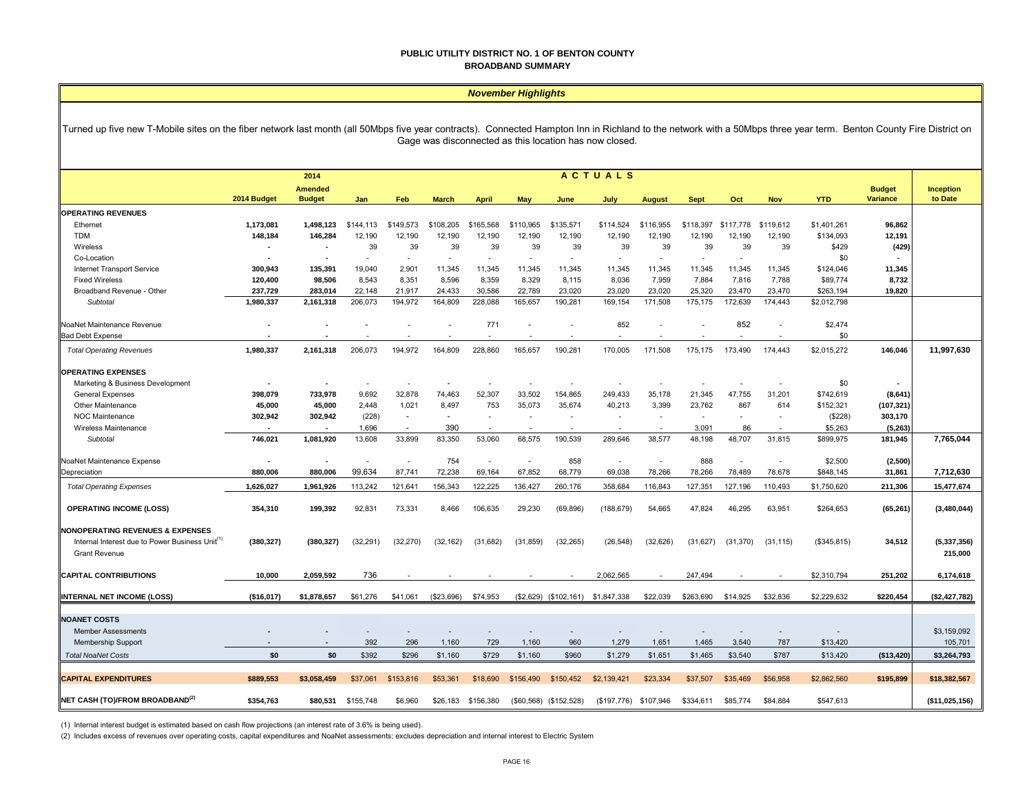# PUBLIC UTILITY DISTRICT NO. 1 OF BENTON COUNTY
## BROADBAND SUMMARY

### *November Highlights*

Turned up five new T-Mobile sites on the fiber network last month (all 50Mbps five year contracts). Connected Hampton Inn in Richland to the network with a 50Mbps three year term. Benton County Fire District on Gage was disconnected as this location has now closed.

| | 2014 Budget | 2014 Amended Budget | Jan | Feb | March | April | May | June | July | August | Sept | Oct | Nov | YTD | Budget Variance | Inception to Date |
|---|---|---|---|---|---|---|---|---|---|---|---|---|---|---|---|---|
| | | | **ACTUALS** | | | | | | | | | | | | | |
| **OPERATING REVENUES** | | | | | | | | | | | | | | | | |
| Ethernet | 1,173,081 | 1,498,123 | $144,113 | $149,573 | $108,205 | $165,568 | $110,965 | $135,571 | $114,524 | $116,955 | $118,397 | $117,778 | $119,612 | $1,401,261 | 96,862 | |
| TDM | 148,184 | 146,284 | 12,190 | 12,190 | 12,190 | 12,190 | 12,190 | 12,190 | 12,190 | 12,190 | 12,190 | 12,190 | 12,190 | $134,093 | 12,191 | |
| Wireless | - | - | 39 | 39 | 39 | 39 | 39 | 39 | 39 | 39 | 39 | 39 | 39 | $429 | (429) | |
| Co-Location | - | - | - | - | - | - | - | - | - | - | - | - | | $0 | - | |
| Internet Transport Service | 300,943 | 135,391 | 19,040 | 2,901 | 11,345 | 11,345 | 11,345 | 11,345 | 11,345 | 11,345 | 11,345 | 11,345 | 11,345 | $124,046 | 11,345 | |
| Fixed Wireless | 120,400 | 98,506 | 8,543 | 8,351 | 8,596 | 8,359 | 8,329 | 8,115 | 8,036 | 7,959 | 7,884 | 7,816 | 7,788 | $89,774 | 8,732 | |
| Broadband Revenue - Other | 237,729 | 283,014 | 22,148 | 21,917 | 24,433 | 30,586 | 22,789 | 23,020 | 23,020 | 23,020 | 25,320 | 23,470 | 23,470 | $263,194 | 19,820 | |
| *Subtotal* | 1,980,337 | 2,161,318 | 206,073 | 194,972 | 164,809 | 228,088 | 165,657 | 190,281 | 169,154 | 171,508 | 175,175 | 172,639 | 174,443 | $2,012,798 | | |
| NoaNet Maintenance Revenue | - | - | - | - | - | 771 | - | - | 852 | - | - | 852 | - | $2,474 | | |
| Bad Debt Expense | - | - | - | - | - | - | - | - | - | - | - | - | - | $0 | | |
| *Total Operating Revenues* | 1,980,337 | 2,161,318 | 206,073 | 194,972 | 164,809 | 228,860 | 165,657 | 190,281 | 170,005 | 171,508 | 175,175 | 173,490 | 174,443 | $2,015,272 | 146,046 | 11,997,630 |
| **OPERATING EXPENSES** | | | | | | | | | | | | | | | | |
| Marketing & Business Development | - | - | - | - | - | - | - | - | - | - | - | - | - | $0 | - | |
| General Expenses | 398,079 | 733,978 | 9,692 | 32,878 | 74,463 | 52,307 | 33,502 | 154,865 | 249,433 | 35,178 | 21,345 | 47,755 | 31,201 | $742,619 | (8,641) | |
| Other Maintenance | 45,000 | 45,000 | 2,448 | 1,021 | 8,497 | 753 | 35,073 | 35,674 | 40,213 | 3,399 | 23,762 | 867 | 614 | $152,321 | (107,321) | |
| NOC Maintenance | 302,942 | 302,942 | (228) | - | - | - | - | - | - | - | - | - | - | ($228) | 303,170 | |
| Wireless Maintenance | - | - | 1,696 | - | 390 | - | - | - | - | - | 3,091 | 86 | - | $5,263 | (5,263) | |
| *Subtotal* | 746,021 | 1,081,920 | 13,608 | 33,899 | 83,350 | 53,060 | 68,575 | 190,539 | 289,646 | 38,577 | 48,198 | 48,707 | 31,815 | $899,975 | 181,945 | 7,765,044 |
| NoaNet Maintenance Expense | - | - | - | - | 754 | - | - | 858 | - | - | 888 | - | - | $2,500 | (2,500) | |
| Depreciation | 880,006 | 880,006 | 99,634 | 87,741 | 72,238 | 69,164 | 67,852 | 68,779 | 69,038 | 78,266 | 78,266 | 78,489 | 78,678 | $848,145 | 31,861 | 7,712,630 |
| *Total Operating Expenses* | 1,626,027 | 1,961,926 | 113,242 | 121,641 | 156,343 | 122,225 | 136,427 | 260,176 | 358,684 | 116,843 | 127,351 | 127,196 | 110,493 | $1,750,620 | 211,306 | 15,477,674 |
| **OPERATING INCOME (LOSS)** | 354,310 | 199,392 | 92,831 | 73,331 | 8,466 | 106,635 | 29,230 | (69,896) | (188,679) | 54,665 | 47,824 | 46,295 | 63,951 | $264,653 | (65,261) | (3,480,044) |
| **NONOPERATING REVENUES & EXPENSES** | | | | | | | | | | | | | | | | |
| Internal Interest due to Power Business Unit[1] | (380,327) | (380,327) | (32,291) | (32,270) | (32,162) | (31,682) | (31,859) | (32,265) | (26,548) | (32,626) | (31,627) | (31,370) | (31,115) | ($345,815) | 34,512 | (5,337,356) |
| Grant Revenue | | | | | | | | | | | | | | | | 215,000 |
| **CAPITAL CONTRIBUTIONS** | 10,000 | 2,059,592 | 736 | - | - | - | - | - | 2,062,565 | - | 247,494 | - | - | $2,310,794 | 251,202 | 6,174,618 |
| **INTERNAL NET INCOME (LOSS)** | ($16,017) | $1,878,657 | $61,276 | $41,061 | ($23,696) | $74,953 | ($2,629) | ($102,161) | $1,847,338 | $22,039 | $263,690 | $14,925 | $32,836 | $2,229,632 | $220,454 | ($2,427,782) |
| **NOANET COSTS** | | | | | | | | | | | | | | | | |
| Member Assessments | - | - | - | - | - | - | - | - | - | - | - | - | - | - | | $3,159,092 |
| Membership Support | - | - | 392 | 296 | 1,160 | 729 | 1,160 | 960 | 1,279 | 1,651 | 1,465 | 3,540 | 787 | $13,420 | | 105,701 |
| *Total NoaNet Costs* | $0 | $0 | $392 | $296 | $1,160 | $729 | $1,160 | $960 | $1,279 | $1,651 | $1,465 | $3,540 | $787 | $13,420 | ($13,420) | $3,264,793 |
| **CAPITAL EXPENDITURES** | $889,553 | $3,058,459 | $37,061 | $153,816 | $53,361 | $18,690 | $156,490 | $150,452 | $2,139,421 | $23,334 | $37,507 | $35,469 | $56,958 | $2,862,560 | $195,899 | $18,382,567 |
| **NET CASH (TO)/FROM BROADBAND[2]** | $354,763 | $80,531 | $155,748 | $6,960 | $26,183 | $156,380 | ($60,568) | ($152,528) | ($197,776) | $107,946 | $334,611 | $85,774 | $84,884 | $547,613 | | ($11,025,156) |

(1) Internal interest budget is estimated based on cash flow projections (an interest rate of 3.6% is being used).

(2) Includes excess of revenues over operating costs, capital expenditures and NoaNet assessments; excludes depreciation and internal interest to Electric System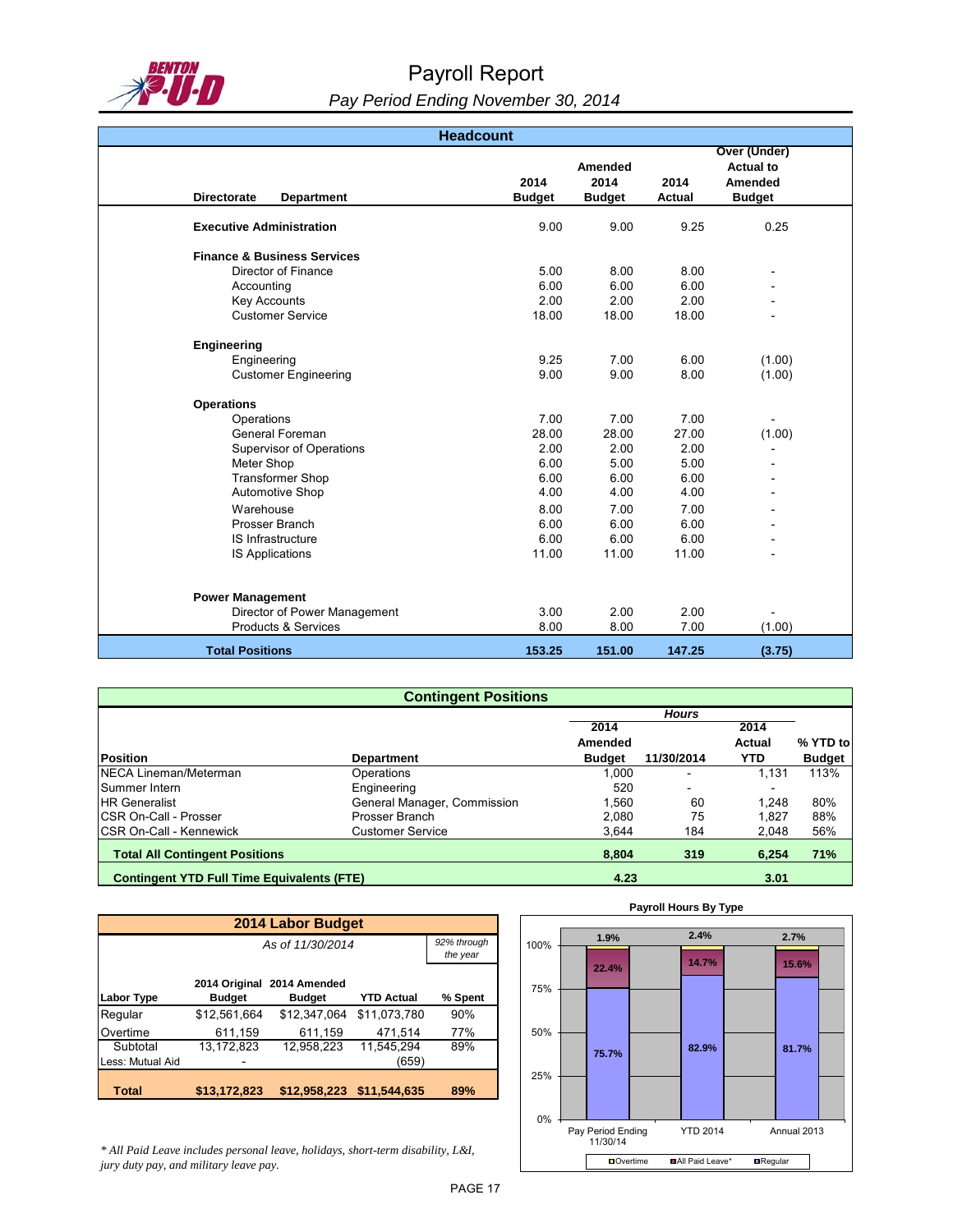# Payroll Report

*Pay Period Ending November 30, 2014*

## Headcount

| Directorate / Department | 2014 Budget | Amended 2014 Budget | 2014 Actual | Over (Under) Actual to Amended Budget |
|---|---|---|---|---|
| **Executive Administration** | 9.00 | 9.00 | 9.25 | 0.25 |
| **Finance & Business Services** | | | | |
| Director of Finance | 5.00 | 8.00 | 8.00 | - |
| Accounting | 6.00 | 6.00 | 6.00 | - |
| Key Accounts | 2.00 | 2.00 | 2.00 | - |
| Customer Service | 18.00 | 18.00 | 18.00 | - |
| **Engineering** | | | | |
| Engineering | 9.25 | 7.00 | 6.00 | (1.00) |
| Customer Engineering | 9.00 | 9.00 | 8.00 | (1.00) |
| **Operations** | | | | |
| Operations | 7.00 | 7.00 | 7.00 | - |
| General Foreman | 28.00 | 28.00 | 27.00 | (1.00) |
| Supervisor of Operations | 2.00 | 2.00 | 2.00 | - |
| Meter Shop | 6.00 | 5.00 | 5.00 | - |
| Transformer Shop | 6.00 | 6.00 | 6.00 | - |
| Automotive Shop | 4.00 | 4.00 | 4.00 | - |
| Warehouse | 8.00 | 7.00 | 7.00 | - |
| Prosser Branch | 6.00 | 6.00 | 6.00 | - |
| IS Infrastructure | 6.00 | 6.00 | 6.00 | - |
| IS Applications | 11.00 | 11.00 | 11.00 | - |
| **Power Management** | | | | |
| Director of Power Management | 3.00 | 2.00 | 2.00 | - |
| Products & Services | 8.00 | 8.00 | 7.00 | (1.00) |
| **Total Positions** | **153.25** | **151.00** | **147.25** | **(3.75)** |

## Contingent Positions

| Position | Department | Hours: 2014 Amended Budget | Hours: 11/30/2014 | Hours: 2014 Actual YTD | % YTD to Budget |
|---|---|---|---|---|---|
| NECA Lineman/Meterman | Operations | 1,000 | - | 1,131 | 113% |
| Summer Intern | Engineering | 520 | - | - | |
| HR Generalist | General Manager, Commission | 1,560 | 60 | 1,248 | 80% |
| CSR On-Call - Prosser | Prosser Branch | 2,080 | 75 | 1,827 | 88% |
| CSR On-Call - Kennewick | Customer Service | 3,644 | 184 | 2,048 | 56% |
| **Total All Contingent Positions** | | **8,804** | **319** | **6,254** | **71%** |
| **Contingent YTD Full Time Equivalents (FTE)** | | **4.23** | | **3.01** | |

## 2014 Labor Budget

*As of 11/30/2014* — *92% through the year*

| Labor Type | 2014 Original Budget | 2014 Amended Budget | YTD Actual | % Spent |
|---|---|---|---|---|
| Regular | $12,561,664 | $12,347,064 | $11,073,780 | 90% |
| Overtime | 611,159 | 611,159 | 471,514 | 77% |
| Subtotal | 13,172,823 | 12,958,223 | 11,545,294 | 89% |
| Less: Mutual Aid | - | | (659) | |
| **Total** | **$13,172,823** | **$12,958,223** | **$11,544,635** | **89%** |

Payroll Hours By Type

100%
75%
50%
25%
0%

Pay Period Ending 11/30/14: 1.9%, 22.4%, 75.7%
YTD 2014: 2.4%, 14.7%, 82.9%
Annual 2013: 2.7%, 15.6%, 81.7%

Overtime | All Paid Leave* | Regular

*\* All Paid Leave includes personal leave, holidays, short-term disability, L&I, jury duty pay, and military leave pay.*